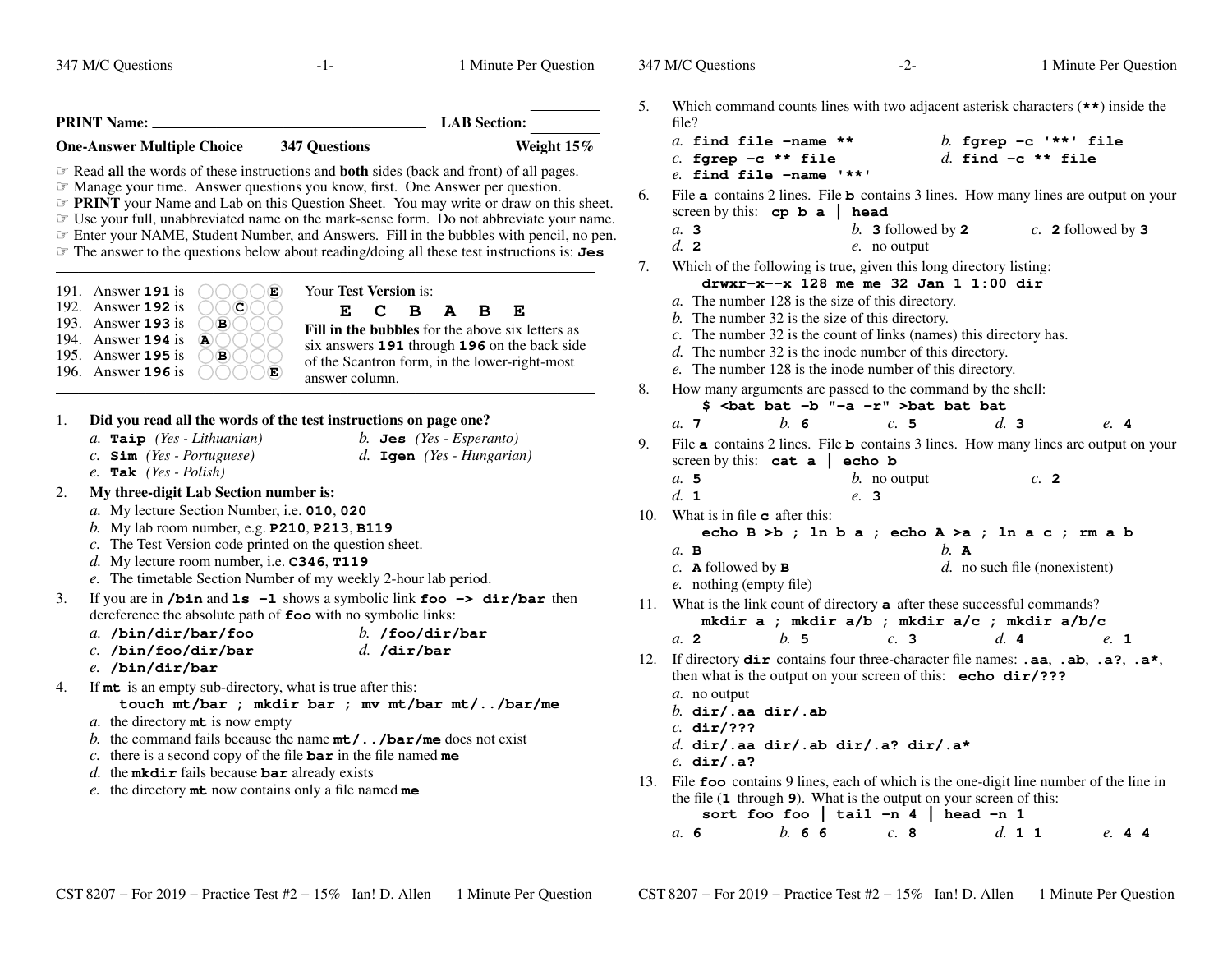**PRINT Name:** ______________________________ **LAB Section:** ☐☐☐

**One-Answer Multiple Choice** **347 Questions** **Weight 15%**

☞ Read **all** the words of these instructions and **both** sides (back and front) of all pages.
☞ Manage your time. Answer questions you know, first. One Answer per question.
☞ **PRINT** your Name and Lab on this Question Sheet. You may write or draw on this sheet.
☞ Use your full, unabbreviated name on the mark-sense form. Do not abbreviate your name.
☞ Enter your NAME, Student Number, and Answers. Fill in the bubbles with pencil, no pen.
☞ The answer to the questions below about reading/doing all these test instructions is: **Jes**

---

191. Answer **191** is ○○○○(E)
192. Answer **192** is ○○(C)○○
193. Answer **193** is ○(B)○○○
194. Answer **194** is (A)○○○○
195. Answer **195** is ○(B)○○○
196. Answer **196** is ○○○○(E)

Your **Test Version** is:

**E C B A B E**

**Fill in the bubbles** for the above six letters as six answers **191** through **196** on the back side of the Scantron form, in the lower-right-most answer column.

---

1. **Did you read all the words of the test instructions on page one?**
   *a.* **Taip** *(Yes - Lithuanian)*
   *b.* **Jes** *(Yes - Esperanto)*
   *c.* **Sim** *(Yes - Portuguese)*
   *d.* **Igen** *(Yes - Hungarian)*
   *e.* **Tak** *(Yes - Polish)*

2. **My three-digit Lab Section number is:**
   *a.* My lecture Section Number, i.e. **010**, **020**
   *b.* My lab room number, e.g. **P210**, **P213**, **B119**
   *c.* The Test Version code printed on the question sheet.
   *d.* My lecture room number, i.e. **C346**, **T119**
   *e.* The timetable Section Number of my weekly 2-hour lab period.

3. If you are in **/bin** and **ls -l** shows a symbolic link **foo -> dir/bar** then dereference the absolute path of **foo** with no symbolic links:
   *a.* **/bin/dir/bar/foo**
   *b.* **/foo/dir/bar**
   *c.* **/bin/foo/dir/bar**
   *d.* **/dir/bar**
   *e.* **/bin/dir/bar**

4. If **mt** is an empty sub-directory, what is true after this:
   **touch mt/bar ; mkdir bar ; mv mt/bar mt/../bar/me**
   *a.* the directory **mt** is now empty
   *b.* the command fails because the name **mt/../bar/me** does not exist
   *c.* there is a second copy of the file **bar** in the file named **me**
   *d.* the **mkdir** fails because **bar** already exists
   *e.* the directory **mt** now contains only a file named **me**

5. Which command counts lines with two adjacent asterisk characters (**\*\***) inside the file?
   *a.* **find file -name \*\***
   *b.* **fgrep -c '\*\*' file**
   *c.* **fgrep -c \*\* file**
   *d.* **find -c \*\* file**
   *e.* **find file -name '\*\*'**

6. File **a** contains 2 lines. File **b** contains 3 lines. How many lines are output on your screen by this: **cp b a | head**
   *a.* **3**
   *b.* **3** followed by **2**
   *c.* **2** followed by **3**
   *d.* **2**
   *e.* no output

7. Which of the following is true, given this long directory listing:
   **drwxr-x--x 128 me me 32 Jan 1 1:00 dir**
   *a.* The number 128 is the size of this directory.
   *b.* The number 32 is the size of this directory.
   *c.* The number 32 is the count of links (names) this directory has.
   *d.* The number 32 is the inode number of this directory.
   *e.* The number 128 is the inode number of this directory.

8. How many arguments are passed to the command by the shell:
   **$ <bat bat -b "-a -r" >bat bat bat**
   *a.* **7** *b.* **6** *c.* **5** *d.* **3** *e.* **4**

9. File **a** contains 2 lines. File **b** contains 3 lines. How many lines are output on your screen by this: **cat a | echo b**
   *a.* **5**
   *b.* no output
   *c.* **2**
   *d.* **1**
   *e.* **3**

10. What is in file **c** after this:
    **echo B >b ; ln b a ; echo A >a ; ln a c ; rm a b**
    *a.* **B**
    *b.* **A**
    *c.* **A** followed by **B**
    *d.* no such file (nonexistent)
    *e.* nothing (empty file)

11. What is the link count of directory **a** after these successful commands?
    **mkdir a ; mkdir a/b ; mkdir a/c ; mkdir a/b/c**
    *a.* **2** *b.* **5** *c.* **3** *d.* **4** *e.* **1**

12. If directory **dir** contains four three-character file names: **.aa**, **.ab**, **.a?**, **.a\***, then what is the output on your screen of this: **echo dir/???**
    *a.* no output
    *b.* **dir/.aa dir/.ab**
    *c.* **dir/???**
    *d.* **dir/.aa dir/.ab dir/.a? dir/.a\***
    *e.* **dir/.a?**

13. File **foo** contains 9 lines, each of which is the one-digit line number of the line in the file (**1** through **9**). What is the output on your screen of this:
    **sort foo foo | tail -n 4 | head -n 1**
    *a.* **6** *b.* **6 6** *c.* **8** *d.* **1 1** *e.* **4 4**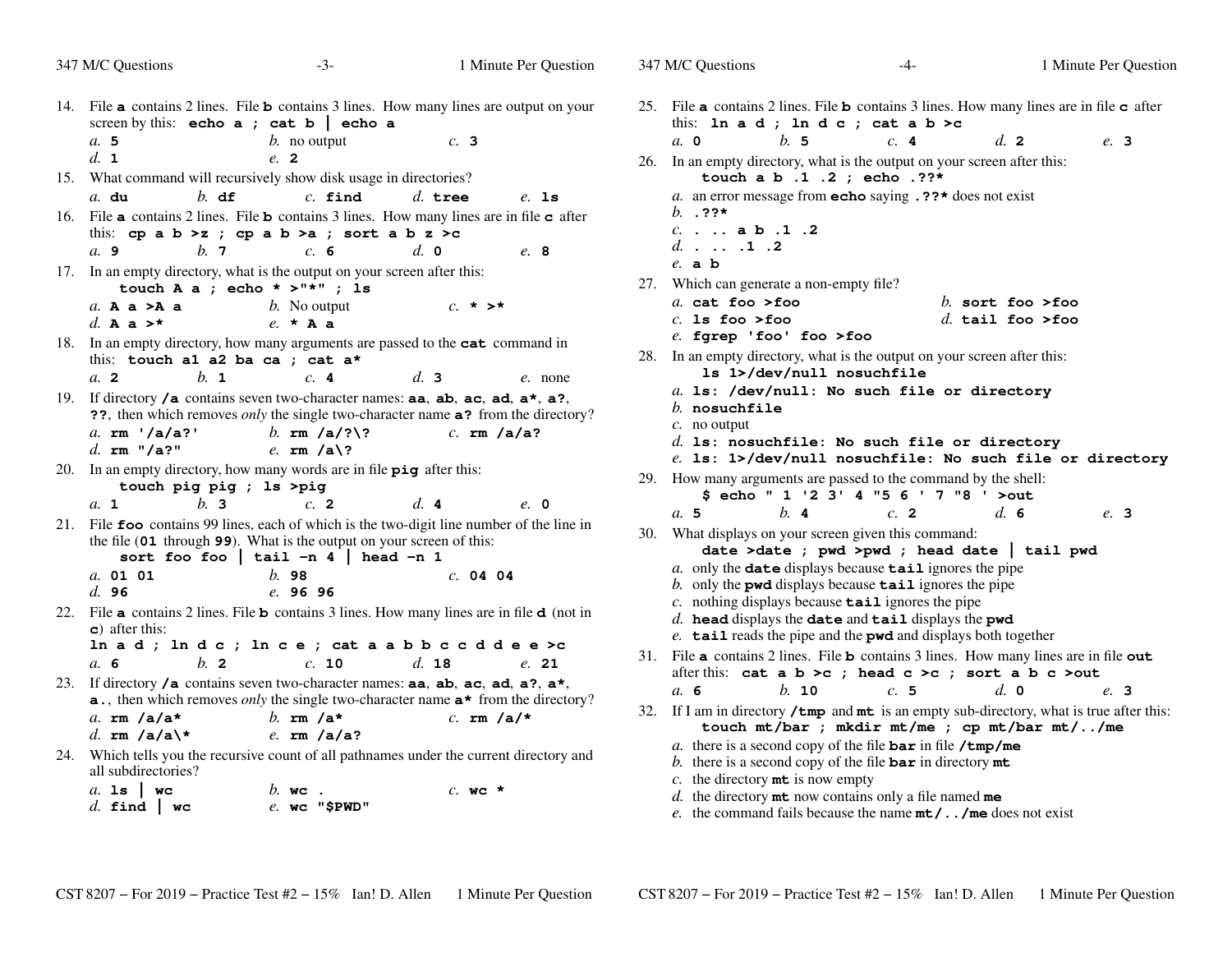14. File **a** contains 2 lines. File **b** contains 3 lines. How many lines are output on your screen by this: **echo a ; cat b | echo a**
    *a.* **5** *b.* no output *c.* **3**
    *d.* **1** *e.* **2**

15. What command will recursively show disk usage in directories?
    *a.* **du** *b.* **df** *c.* **find** *d.* **tree** *e.* **ls**

16. File **a** contains 2 lines. File **b** contains 3 lines. How many lines are in file **c** after this: **cp a b >z ; cp a b >a ; sort a b z >c**
    *a.* **9** *b.* **7** *c.* **6** *d.* **0** *e.* **8**

17. In an empty directory, what is the output on your screen after this:
    **touch A a ; echo * >"*" ; ls**
    *a.* **A a >A a** *b.* No output *c.* **\* >\***
    *d.* **A a >\*** *e.* **\* A a**

18. In an empty directory, how many arguments are passed to the **cat** command in this: **touch a1 a2 ba ca ; cat a***
    *a.* **2** *b.* **1** *c.* **4** *d.* **3** *e.* none

19. If directory **/a** contains seven two-character names: **aa**, **ab**, **ac**, **ad**, **a***, **a?**, **??**, then which removes *only* the single two-character name **a?** from the directory?
    *a.* **rm '/a/a?'** *b.* **rm /a/?\?** *c.* **rm /a/a?**
    *d.* **rm "/a?"** *e.* **rm /a\?**

20. In an empty directory, how many words are in file **pig** after this:
    **touch pig pig ; ls >pig**
    *a.* **1** *b.* **3** *c.* **2** *d.* **4** *e.* **0**

21. File **foo** contains 99 lines, each of which is the two-digit line number of the line in the file (**01** through **99**). What is the output on your screen of this:
    **sort foo foo | tail -n 4 | head -n 1**
    *a.* **01 01** *b.* **98** *c.* **04 04**
    *d.* **96** *e.* **96 96**

22. File **a** contains 2 lines. File **b** contains 3 lines. How many lines are in file **d** (not in **c**) after this:
    **ln a d ; ln d c ; ln c e ; cat a a b b c c d d e e >c**
    *a.* **6** *b.* **2** *c.* **10** *d.* **18** *e.* **21**

23. If directory **/a** contains seven two-character names: **aa**, **ab**, **ac**, **ad**, **a?**, **a***, **a.**, then which removes *only* the single two-character name **a*** from the directory?
    *a.* **rm /a/a*** *b.* **rm /a*** *c.* **rm /a/***
    *d.* **rm /a/a\\*** *e.* **rm /a/a?**

24. Which tells you the recursive count of all pathnames under the current directory and all subdirectories?
    *a.* **ls | wc** *b.* **wc .** *c.* **wc ***
    *d.* **find | wc** *e.* **wc "$PWD"**

25. File **a** contains 2 lines. File **b** contains 3 lines. How many lines are in file **c** after this: **ln a d ; ln d c ; cat a b >c**
    *a.* **0** *b.* **5** *c.* **4** *d.* **2** *e.* **3**

26. In an empty directory, what is the output on your screen after this:
    **touch a b .1 .2 ; echo .??***
    *a.* an error message from **echo** saying **.??*** does not exist
    *b.* **.??***
    *c.* **. .. a b .1 .2**
    *d.* **. .. .1 .2**
    *e.* **a b**

27. Which can generate a non-empty file?
    *a.* **cat foo >foo** *b.* **sort foo >foo**
    *c.* **ls foo >foo** *d.* **tail foo >foo**
    *e.* **fgrep 'foo' foo >foo**

28. In an empty directory, what is the output on your screen after this:
    **ls 1>/dev/null nosuchfile**
    *a.* **ls: /dev/null: No such file or directory**
    *b.* **nosuchfile**
    *c.* no output
    *d.* **ls: nosuchfile: No such file or directory**
    *e.* **ls: 1>/dev/null nosuchfile: No such file or directory**

29. How many arguments are passed to the command by the shell:
    **$ echo " 1 '2 3' 4 "5 6 ' 7 "8 ' >out**
    *a.* **5** *b.* **4** *c.* **2** *d.* **6** *e.* **3**

30. What displays on your screen given this command:
    **date >date ; pwd >pwd ; head date | tail pwd**
    *a.* only the **date** displays because **tail** ignores the pipe
    *b.* only the **pwd** displays because **tail** ignores the pipe
    *c.* nothing displays because **tail** ignores the pipe
    *d.* **head** displays the **date** and **tail** displays the **pwd**
    *e.* **tail** reads the pipe and the **pwd** and displays both together

31. File **a** contains 2 lines. File **b** contains 3 lines. How many lines are in file **out** after this: **cat a b >c ; head c >c ; sort a b c >out**
    *a.* **6** *b.* **10** *c.* **5** *d.* **0** *e.* **3**

32. If I am in directory **/tmp** and **mt** is an empty sub-directory, what is true after this:
    **touch mt/bar ; mkdir mt/me ; cp mt/bar mt/../me**
    *a.* there is a second copy of the file **bar** in file **/tmp/me**
    *b.* there is a second copy of the file **bar** in directory **mt**
    *c.* the directory **mt** is now empty
    *d.* the directory **mt** now contains only a file named **me**
    *e.* the command fails because the name **mt/../me** does not exist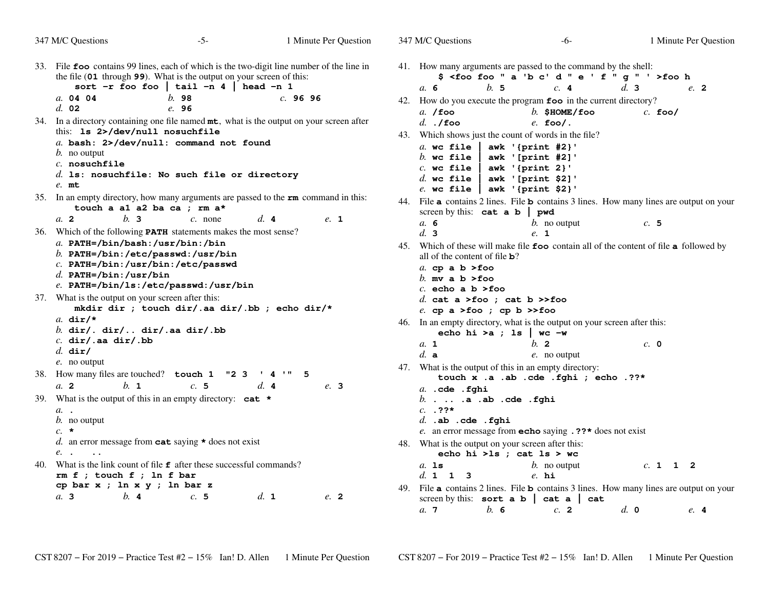33. File **foo** contains 99 lines, each of which is the two-digit line number of the line in the file (**01** through **99**). What is the output on your screen of this:
    **sort -r foo foo | tail -n 4 | head -n 1**

    *a.* **04 04** *b.* **98** *c.* **96 96**
    *d.* **02** *e.* **96**

34. In a directory containing one file named **mt**, what is the output on your screen after this: **ls 2>/dev/null nosuchfile**

    *a.* **bash: 2>/dev/null: command not found**
    *b.* no output
    *c.* **nosuchfile**
    *d.* **ls: nosuchfile: No such file or directory**
    *e.* **mt**

35. In an empty directory, how many arguments are passed to the **rm** command in this:
    **touch a a1 a2 ba ca ; rm a***

    *a.* **2** *b.* **3** *c.* none *d.* **4** *e.* **1**

36. Which of the following **PATH** statements makes the most sense?

    *a.* **PATH=/bin/bash:/usr/bin:/bin**
    *b.* **PATH=/bin:/etc/passwd:/usr/bin**
    *c.* **PATH=/bin:/usr/bin:/etc/passwd**
    *d.* **PATH=/bin:/usr/bin**
    *e.* **PATH=/bin/ls:/etc/passwd:/usr/bin**

37. What is the output on your screen after this:
    **mkdir dir ; touch dir/.aa dir/.bb ; echo dir/***

    *a.* **dir/***
    *b.* **dir/. dir/.. dir/.aa dir/.bb**
    *c.* **dir/.aa dir/.bb**
    *d.* **dir/**
    *e.* no output

38. How many files are touched? **touch 1 "2 3 ' 4 '" 5**

    *a.* **2** *b.* **1** *c.* **5** *d.* **4** *e.* **3**

39. What is the output of this in an empty directory: **cat ***

    *a.* **.**
    *b.* no output
    *c.* *****
    *d.* an error message from **cat** saying ***** does not exist
    *e.* **. ..**

40. What is the link count of file **f** after these successful commands?
    **rm f ; touch f ; ln f bar**
    **cp bar x ; ln x y ; ln bar z**

    *a.* **3** *b.* **4** *c.* **5** *d.* **1** *e.* **2**

41. How many arguments are passed to the command by the shell:
    **$ <foo foo " a 'b c' d " e ' f " g " ' >foo h**

    *a.* **6** *b.* **5** *c.* **4** *d.* **3** *e.* **2**

42. How do you execute the program **foo** in the current directory?

    *a.* **/foo** *b.* **$HOME/foo** *c.* **foo/**
    *d.* **./foo** *e.* **foo/.**

43. Which shows just the count of words in the file?

    *a.* **wc file | awk '{print #2}'**
    *b.* **wc file | awk '[print #2]'**
    *c.* **wc file | awk '{print 2}'**
    *d.* **wc file | awk '[print $2]'**
    *e.* **wc file | awk '{print $2}'**

44. File **a** contains 2 lines. File **b** contains 3 lines. How many lines are output on your screen by this: **cat a b | pwd**

    *a.* **6** *b.* no output *c.* **5**
    *d.* **3** *e.* **1**

45. Which of these will make file **foo** contain all of the content of file **a** followed by all of the content of file **b**?

    *a.* **cp a b >foo**
    *b.* **mv a b >foo**
    *c.* **echo a b >foo**
    *d.* **cat a >foo ; cat b >>foo**
    *e.* **cp a >foo ; cp b >>foo**

46. In an empty directory, what is the output on your screen after this:
    **echo hi >a ; ls | wc -w**

    *a.* **1** *b.* **2** *c.* **0**
    *d.* **a** *e.* no output

47. What is the output of this in an empty directory:
    **touch x .a .ab .cde .fghi ; echo .??***

    *a.* **.cde .fghi**
    *b.* **. .. .a .ab .cde .fghi**
    *c.* **.??***
    *d.* **.ab .cde .fghi**
    *e.* an error message from **echo** saying **.??*** does not exist

48. What is the output on your screen after this:
    **echo hi >ls ; cat ls > wc**

    *a.* **ls** *b.* no output *c.* **1 1 2**
    *d.* **1 1 3** *e.* **hi**

49. File **a** contains 2 lines. File **b** contains 3 lines. How many lines are output on your screen by this: **sort a b | cat a | cat**

    *a.* **7** *b.* **6** *c.* **2** *d.* **0** *e.* **4**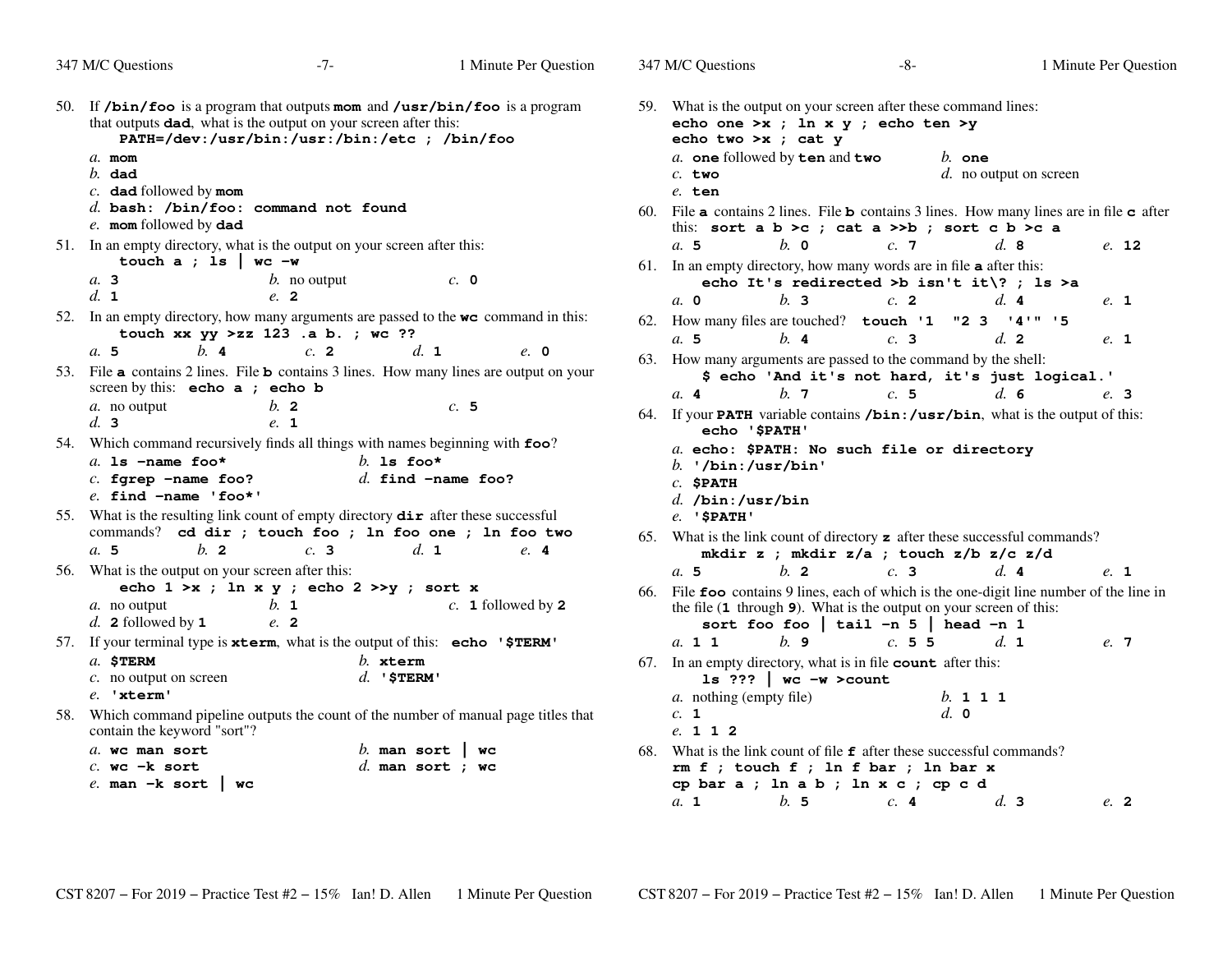50. If **/bin/foo** is a program that outputs **mom** and **/usr/bin/foo** is a program that outputs **dad**, what is the output on your screen after this:
    **PATH=/dev:/usr/bin:/usr:/bin:/etc ; /bin/foo**

    *a.* **mom**
    *b.* **dad**
    *c.* **dad** followed by **mom**
    *d.* **bash: /bin/foo: command not found**
    *e.* **mom** followed by **dad**

51. In an empty directory, what is the output on your screen after this:
    **touch a ; ls | wc -w**

    *a.* **3** *b.* no output *c.* **0**
    *d.* **1** *e.* **2**

52. In an empty directory, how many arguments are passed to the **wc** command in this:
    **touch xx yy >zz 123 .a b. ; wc ??**

    *a.* **5** *b.* **4** *c.* **2** *d.* **1** *e.* **0**

53. File **a** contains 2 lines. File **b** contains 3 lines. How many lines are output on your screen by this: **echo a ; echo b**

    *a.* no output *b.* **2** *c.* **5**
    *d.* **3** *e.* **1**

54. Which command recursively finds all things with names beginning with **foo**?

    *a.* **ls -name foo*** *b.* **ls foo***
    *c.* **fgrep -name foo?** *d.* **find -name foo?**
    *e.* **find -name 'foo*'**

55. What is the resulting link count of empty directory **dir** after these successful commands? **cd dir ; touch foo ; ln foo one ; ln foo two**

    *a.* **5** *b.* **2** *c.* **3** *d.* **1** *e.* **4**

56. What is the output on your screen after this:
    **echo 1 >x ; ln x y ; echo 2 >>y ; sort x**

    *a.* no output *b.* **1** *c.* **1** followed by **2**
    *d.* **2** followed by **1** *e.* **2**

57. If your terminal type is **xterm**, what is the output of this: **echo '$TERM'**

    *a.* **$TERM** *b.* **xterm**
    *c.* no output on screen *d.* **'$TERM'**
    *e.* **'xterm'**

58. Which command pipeline outputs the count of the number of manual page titles that contain the keyword "sort"?

    *a.* **wc man sort** *b.* **man sort | wc**
    *c.* **wc -k sort** *d.* **man sort ; wc**
    *e.* **man -k sort | wc**

59. What is the output on your screen after these command lines:
    **echo one >x ; ln x y ; echo ten >y**
    **echo two >x ; cat y**

    *a.* **one** followed by **ten** and **two** *b.* **one**
    *c.* **two** *d.* no output on screen
    *e.* **ten**

60. File **a** contains 2 lines. File **b** contains 3 lines. How many lines are in file **c** after this: **sort a b >c ; cat a >>b ; sort c b >c a**

    *a.* **5** *b.* **0** *c.* **7** *d.* **8** *e.* **12**

61. In an empty directory, how many words are in file **a** after this:
    **echo It's redirected >b isn't it\? ; ls >a**

    *a.* **0** *b.* **3** *c.* **2** *d.* **4** *e.* **1**

62. How many files are touched? **touch '1 "2 3 '4'" '5**

    *a.* **5** *b.* **4** *c.* **3** *d.* **2** *e.* **1**

63. How many arguments are passed to the command by the shell:
    **$ echo 'And it's not hard, it's just logical.'**

    *a.* **4** *b.* **7** *c.* **5** *d.* **6** *e.* **3**

64. If your **PATH** variable contains **/bin:/usr/bin**, what is the output of this:
    **echo '$PATH'**

    *a.* **echo: $PATH: No such file or directory**
    *b.* **'/bin:/usr/bin'**
    *c.* **$PATH**
    *d.* **/bin:/usr/bin**
    *e.* **'$PATH'**

65. What is the link count of directory **z** after these successful commands?
    **mkdir z ; mkdir z/a ; touch z/b z/c z/d**

    *a.* **5** *b.* **2** *c.* **3** *d.* **4** *e.* **1**

66. File **foo** contains 9 lines, each of which is the one-digit line number of the line in the file (**1** through **9**). What is the output on your screen of this:
    **sort foo foo | tail -n 5 | head -n 1**

    *a.* **1 1** *b.* **9** *c.* **5 5** *d.* **1** *e.* **7**

67. In an empty directory, what is in file **count** after this:
    **ls ??? | wc -w >count**

    *a.* nothing (empty file) *b.* **1 1 1**
    *c.* **1** *d.* **0**
    *e.* **1 1 2**

68. What is the link count of file **f** after these successful commands?
    **rm f ; touch f ; ln f bar ; ln bar x**
    **cp bar a ; ln a b ; ln x c ; cp c d**

    *a.* **1** *b.* **5** *c.* **4** *d.* **3** *e.* **2**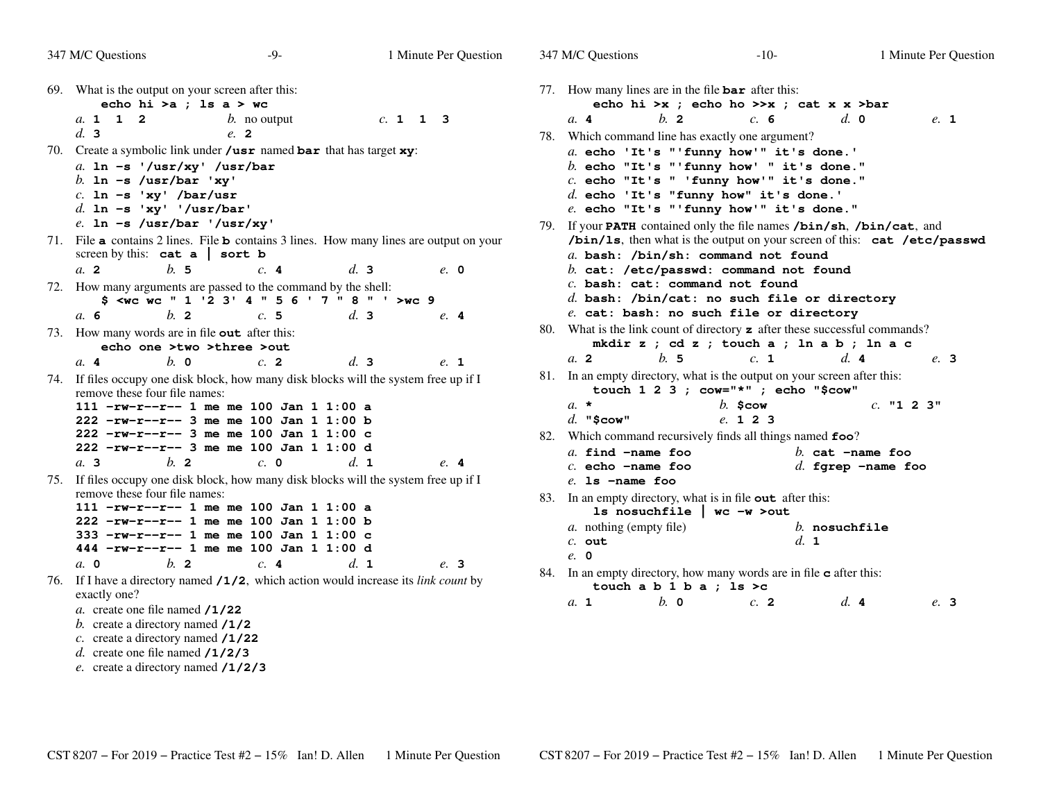69. What is the output on your screen after this:
    **echo hi >a ; ls a > wc**
    *a.* **1 1 2** *b.* no output *c.* **1 1 3**
    *d.* **3** *e.* **2**

70. Create a symbolic link under **/usr** named **bar** that has target **xy**:
    *a.* **ln -s '/usr/xy' /usr/bar**
    *b.* **ln -s /usr/bar 'xy'**
    *c.* **ln -s 'xy' /bar/usr**
    *d.* **ln -s 'xy' '/usr/bar'**
    *e.* **ln -s /usr/bar '/usr/xy'**

71. File **a** contains 2 lines. File **b** contains 3 lines. How many lines are output on your screen by this: **cat a | sort b**
    *a.* **2** *b.* **5** *c.* **4** *d.* **3** *e.* **0**

72. How many arguments are passed to the command by the shell:
    **$ <wc wc " 1 '2 3' 4 " 5 6 ' 7 " 8 " ' >wc 9**
    *a.* **6** *b.* **2** *c.* **5** *d.* **3** *e.* **4**

73. How many words are in file **out** after this:
    **echo one >two >three >out**
    *a.* **4** *b.* **0** *c.* **2** *d.* **3** *e.* **1**

74. If files occupy one disk block, how many disk blocks will the system free up if I remove these four file names:
    ```
    111 -rw-r--r-- 1 me me 100 Jan 1 1:00 a
    222 -rw-r--r-- 3 me me 100 Jan 1 1:00 b
    222 -rw-r--r-- 3 me me 100 Jan 1 1:00 c
    222 -rw-r--r-- 3 me me 100 Jan 1 1:00 d
    ```
    *a.* **3** *b.* **2** *c.* **0** *d.* **1** *e.* **4**

75. If files occupy one disk block, how many disk blocks will the system free up if I remove these four file names:
    ```
    111 -rw-r--r-- 1 me me 100 Jan 1 1:00 a
    222 -rw-r--r-- 1 me me 100 Jan 1 1:00 b
    333 -rw-r--r-- 1 me me 100 Jan 1 1:00 c
    444 -rw-r--r-- 1 me me 100 Jan 1 1:00 d
    ```
    *a.* **0** *b.* **2** *c.* **4** *d.* **1** *e.* **3**

76. If I have a directory named **/1/2**, which action would increase its *link count* by exactly one?
    *a.* create one file named **/1/22**
    *b.* create a directory named **/1/2**
    *c.* create a directory named **/1/22**
    *d.* create one file named **/1/2/3**
    *e.* create a directory named **/1/2/3**

77. How many lines are in the file **bar** after this:
    **echo hi >x ; echo ho >>x ; cat x x >bar**
    *a.* **4** *b.* **2** *c.* **6** *d.* **0** *e.* **1**

78. Which command line has exactly one argument?
    *a.* **echo 'It's "'funny how'" it's done.'**
    *b.* **echo "It's "'funny how' " it's done."**
    *c.* **echo "It's " 'funny how'" it's done."**
    *d.* **echo 'It's "funny how" it's done.'**
    *e.* **echo "It's "'funny how'" it's done."**

79. If your **PATH** contained only the file names **/bin/sh**, **/bin/cat**, and **/bin/ls**, then what is the output on your screen of this: **cat /etc/passwd**
    *a.* **bash: /bin/sh: command not found**
    *b.* **cat: /etc/passwd: command not found**
    *c.* **bash: cat: command not found**
    *d.* **bash: /bin/cat: no such file or directory**
    *e.* **cat: bash: no such file or directory**

80. What is the link count of directory **z** after these successful commands?
    **mkdir z ; cd z ; touch a ; ln a b ; ln a c**
    *a.* **2** *b.* **5** *c.* **1** *d.* **4** *e.* **3**

81. In an empty directory, what is the output on your screen after this:
    **touch 1 2 3 ; cow="*" ; echo "$cow"**
    *a.* ***** *b.* **$cow** *c.* **"1 2 3"**
    *d.* **"$cow"** *e.* **1 2 3**

82. Which command recursively finds all things named **foo**?
    *a.* **find -name foo** *b.* **cat -name foo**
    *c.* **echo -name foo** *d.* **fgrep -name foo**
    *e.* **ls -name foo**

83. In an empty directory, what is in file **out** after this:
    **ls nosuchfile | wc -w >out**
    *a.* nothing (empty file) *b.* **nosuchfile**
    *c.* **out** *d.* **1**
    *e.* **0**

84. In an empty directory, how many words are in file **c** after this:
    **touch a b 1 b a ; ls >c**
    *a.* **1** *b.* **0** *c.* **2** *d.* **4** *e.* **3**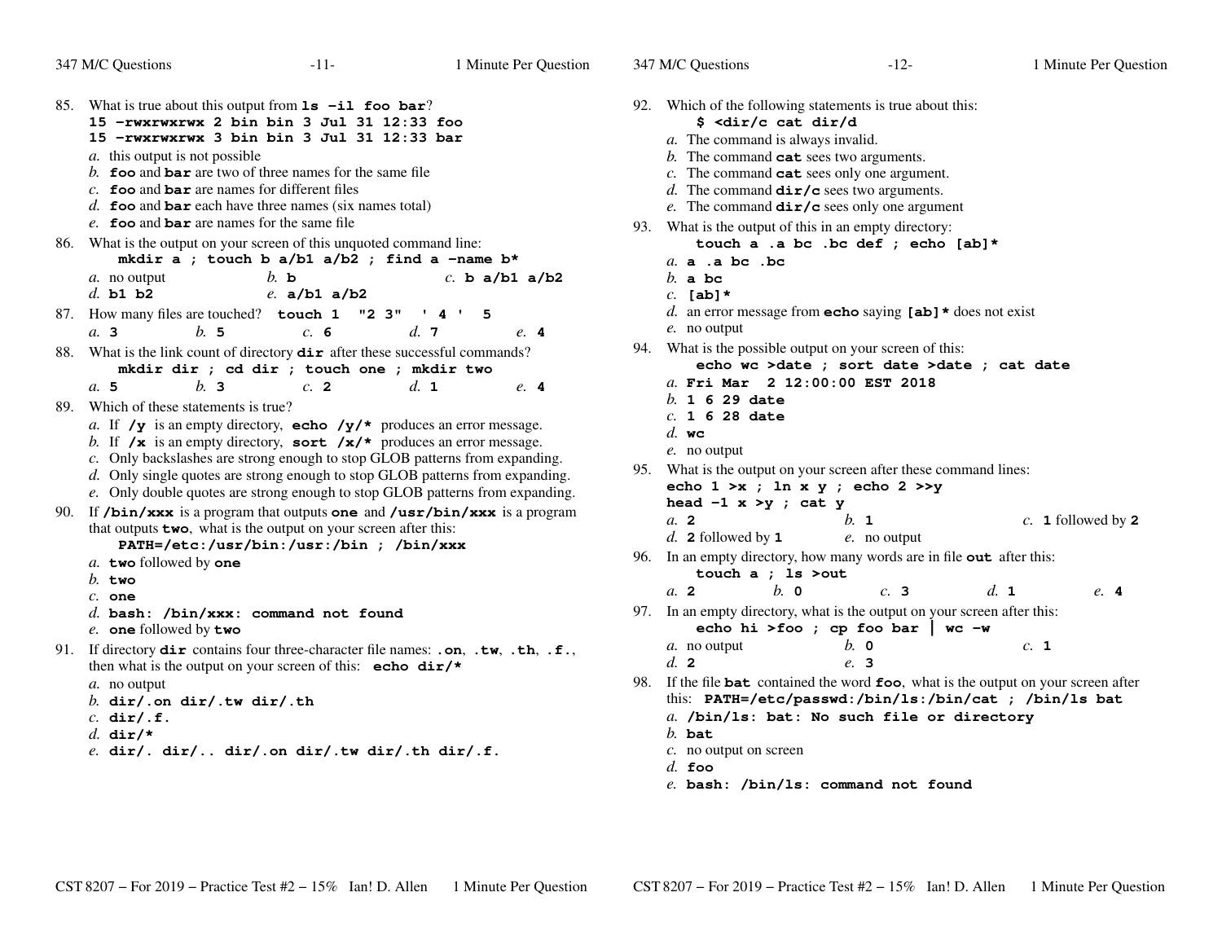85. What is true about this output from **ls -il foo bar**?
```
15 -rwxrwxrwx 2 bin bin 3 Jul 31 12:33 foo
15 -rwxrwxrwx 3 bin bin 3 Jul 31 12:33 bar
```
*a.* this output is not possible
*b.* **foo** and **bar** are two of three names for the same file
*c.* **foo** and **bar** are names for different files
*d.* **foo** and **bar** each have three names (six names total)
*e.* **foo** and **bar** are names for the same file

86. What is the output on your screen of this unquoted command line:
```
mkdir a ; touch b a/b1 a/b2 ; find a -name b*
```
*a.* no output  *b.* **b**  *c.* **b a/b1 a/b2**
*d.* **b1 b2**  *e.* **a/b1 a/b2**

87. How many files are touched? **touch 1 "2 3" ' 4 ' 5**
*a.* **3**  *b.* **5**  *c.* **6**  *d.* **7**  *e.* **4**

88. What is the link count of directory **dir** after these successful commands?
```
mkdir dir ; cd dir ; touch one ; mkdir two
```
*a.* **5**  *b.* **3**  *c.* **2**  *d.* **1**  *e.* **4**

89. Which of these statements is true?
*a.* If **/y** is an empty directory, **echo /y/*** produces an error message.
*b.* If **/x** is an empty directory, **sort /x/*** produces an error message.
*c.* Only backslashes are strong enough to stop GLOB patterns from expanding.
*d.* Only single quotes are strong enough to stop GLOB patterns from expanding.
*e.* Only double quotes are strong enough to stop GLOB patterns from expanding.

90. If **/bin/xxx** is a program that outputs **one** and **/usr/bin/xxx** is a program that outputs **two**, what is the output on your screen after this:
```
PATH=/etc:/usr/bin:/usr:/bin ; /bin/xxx
```
*a.* **two** followed by **one**
*b.* **two**
*c.* **one**
*d.* **bash: /bin/xxx: command not found**
*e.* **one** followed by **two**

91. If directory **dir** contains four three-character file names: **.on**, **.tw**, **.th**, **.f.**, then what is the output on your screen of this: **echo dir/***
*a.* no output
*b.* **dir/.on dir/.tw dir/.th**
*c.* **dir/.f.**
*d.* **dir/***
*e.* **dir/. dir/.. dir/.on dir/.tw dir/.th dir/.f.**

92. Which of the following statements is true about this:
```
$ <dir/c cat dir/d
```
*a.* The command is always invalid.
*b.* The command **cat** sees two arguments.
*c.* The command **cat** sees only one argument.
*d.* The command **dir/c** sees two arguments.
*e.* The command **dir/c** sees only one argument

93. What is the output of this in an empty directory:
```
touch a .a bc .bc def ; echo [ab]*
```
*a.* **a .a bc .bc**
*b.* **a bc**
*c.* **[ab]***
*d.* an error message from **echo** saying **[ab]*** does not exist
*e.* no output

94. What is the possible output on your screen of this:
```
echo wc >date ; sort date >date ; cat date
```
*a.* **Fri Mar  2 12:00:00 EST 2018**
*b.* **1 6 29 date**
*c.* **1 6 28 date**
*d.* **wc**
*e.* no output

95. What is the output on your screen after these command lines:
```
echo 1 >x ; ln x y ; echo 2 >>y
head -1 x >y ; cat y
```
*a.* **2**  *b.* **1**  *c.* **1** followed by **2**
*d.* **2** followed by **1**  *e.* no output

96. In an empty directory, how many words are in file **out** after this:
```
touch a ; ls >out
```
*a.* **2**  *b.* **0**  *c.* **3**  *d.* **1**  *e.* **4**

97. In an empty directory, what is the output on your screen after this:
```
echo hi >foo ; cp foo bar | wc -w
```
*a.* no output  *b.* **0**  *c.* **1**
*d.* **2**  *e.* **3**

98. If the file **bat** contained the word **foo**, what is the output on your screen after this: **PATH=/etc/passwd:/bin/ls:/bin/cat ; /bin/ls bat**
*a.* **/bin/ls: bat: No such file or directory**
*b.* **bat**
*c.* no output on screen
*d.* **foo**
*e.* **bash: /bin/ls: command not found**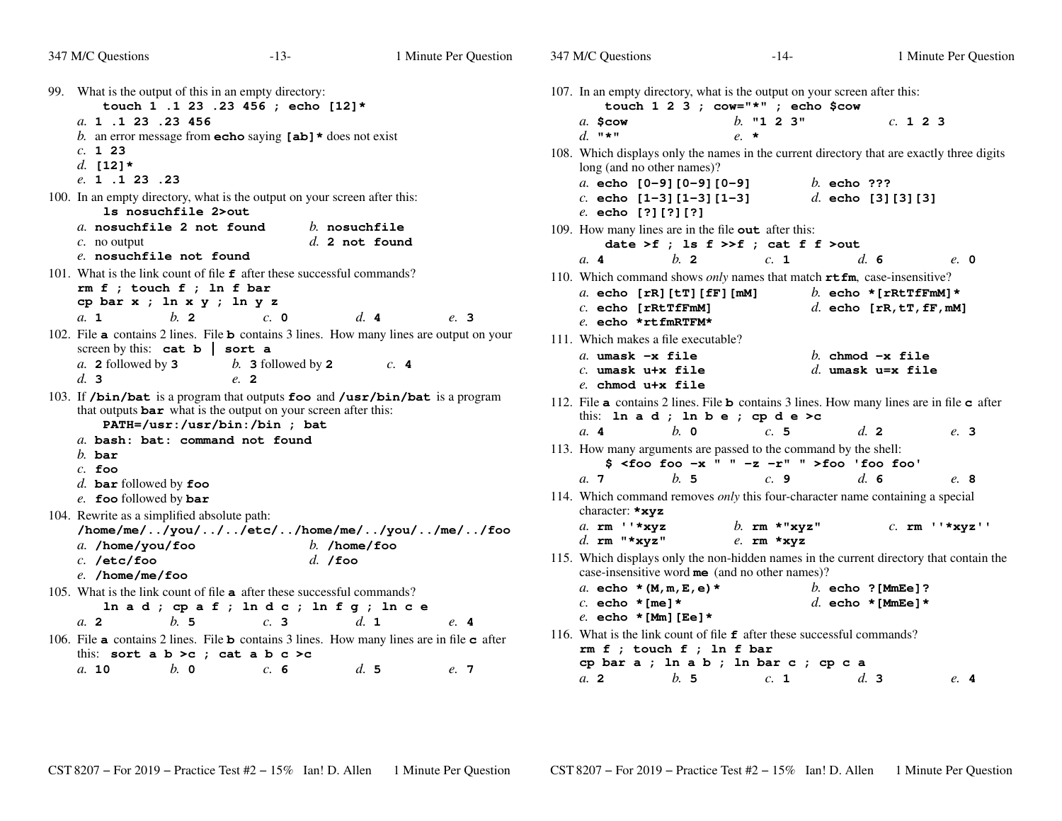99. What is the output of this in an empty directory:
    **touch 1 .1 23 .23 456 ; echo [12]***
    *a.* **1 .1 23 .23 456**
    *b.* an error message from **echo** saying **[ab]*** does not exist
    *c.* **1 23**
    *d.* **[12]***
    *e.* **1 .1 23 .23**

100. In an empty directory, what is the output on your screen after this:
    **ls nosuchfile 2>out**
    *a.* **nosuchfile 2 not found**
    *b.* **nosuchfile**
    *c.* no output
    *d.* **2 not found**
    *e.* **nosuchfile not found**

101. What is the link count of file **f** after these successful commands?
    **rm f ; touch f ; ln f bar**
    **cp bar x ; ln x y ; ln y z**
    *a.* **1** *b.* **2** *c.* **0** *d.* **4** *e.* **3**

102. File **a** contains 2 lines. File **b** contains 3 lines. How many lines are output on your screen by this: **cat b | sort a**
    *a.* **2** followed by **3** *b.* **3** followed by **2** *c.* **4**
    *d.* **3** *e.* **2**

103. If **/bin/bat** is a program that outputs **foo** and **/usr/bin/bat** is a program that outputs **bar** what is the output on your screen after this:
    **PATH=/usr:/usr/bin:/bin ; bat**
    *a.* **bash: bat: command not found**
    *b.* **bar**
    *c.* **foo**
    *d.* **bar** followed by **foo**
    *e.* **foo** followed by **bar**

104. Rewrite as a simplified absolute path:
    **/home/me/../you/../../etc/../home/me/../you/../me/../foo**
    *a.* **/home/you/foo** *b.* **/home/foo**
    *c.* **/etc/foo** *d.* **/foo**
    *e.* **/home/me/foo**

105. What is the link count of file **a** after these successful commands?
    **ln a d ; cp a f ; ln d c ; ln f g ; ln c e**
    *a.* **2** *b.* **5** *c.* **3** *d.* **1** *e.* **4**

106. File **a** contains 2 lines. File **b** contains 3 lines. How many lines are in file **c** after this: **sort a b >c ; cat a b c >c**
    *a.* **10** *b.* **0** *c.* **6** *d.* **5** *e.* **7**

107. In an empty directory, what is the output on your screen after this:
    **touch 1 2 3 ; cow="*" ; echo $cow**
    *a.* **$cow** *b.* **"1 2 3"** *c.* **1 2 3**
    *d.* **"*"** *e.* *****

108. Which displays only the names in the current directory that are exactly three digits long (and no other names)?
    *a.* **echo [0-9][0-9][0-9]** *b.* **echo ???**
    *c.* **echo [1-3][1-3][1-3]** *d.* **echo [3][3][3]**
    *e.* **echo [?][?][?]**

109. How many lines are in the file **out** after this:
    **date >f ; ls f >>f ; cat f f >out**
    *a.* **4** *b.* **2** *c.* **1** *d.* **6** *e.* **0**

110. Which command shows *only* names that match **rtfm**, case-insensitive?
    *a.* **echo [rR][tT][fF][mM]** *b.* **echo *[rRtTfFmM]***
    *c.* **echo [rRtTfFmM]** *d.* **echo [rR,tT,fF,mM]**
    *e.* **echo *rtfmRTFM***

111. Which makes a file executable?
    *a.* **umask -x file** *b.* **chmod -x file**
    *c.* **umask u+x file** *d.* **umask u=x file**
    *e.* **chmod u+x file**

112. File **a** contains 2 lines. File **b** contains 3 lines. How many lines are in file **c** after this: **ln a d ; ln b e ; cp d e >c**
    *a.* **4** *b.* **0** *c.* **5** *d.* **2** *e.* **3**

113. How many arguments are passed to the command by the shell:
    **$ <foo foo -x " " -z -r" " >foo 'foo foo'**
    *a.* **7** *b.* **5** *c.* **9** *d.* **6** *e.* **8**

114. Which command removes *only* this four-character name containing a special character: ***xyz**
    *a.* **rm ''*xyz** *b.* **rm *"xyz"** *c.* **rm ''*xyz''**
    *d.* **rm "*xyz"** *e.* **rm *xyz**

115. Which displays only the non-hidden names in the current directory that contain the case-insensitive word **me** (and no other names)?
    *a.* **echo *(M,m,E,e)*** *b.* **echo ?[MmEe]?**
    *c.* **echo *[me]*** *d.* **echo *[MmEe]***
    *e.* **echo *[Mm][Ee]***

116. What is the link count of file **f** after these successful commands?
    **rm f ; touch f ; ln f bar**
    **cp bar a ; ln a b ; ln bar c ; cp c a**
    *a.* **2** *b.* **5** *c.* **1** *d.* **3** *e.* **4**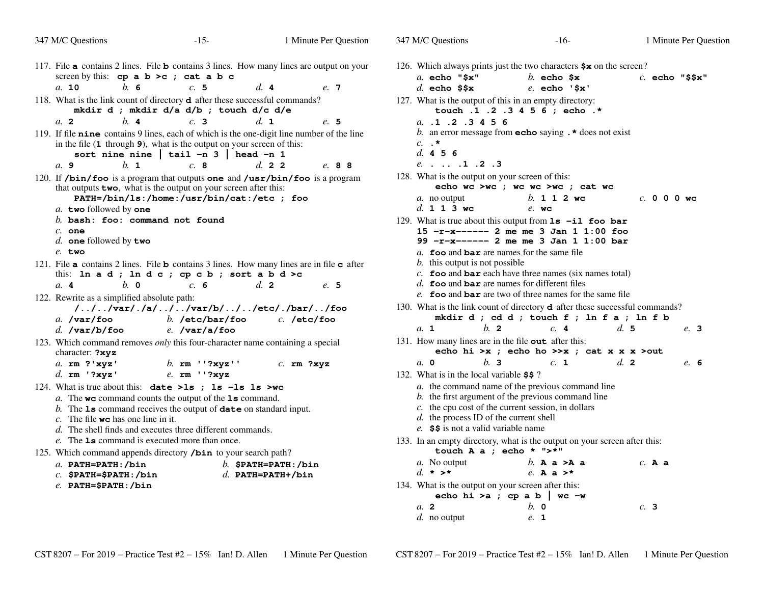117. File **a** contains 2 lines. File **b** contains 3 lines. How many lines are output on your screen by this: **cp a b >c ; cat a b c**

   *a.* **10** *b.* **6** *c.* **5** *d.* **4** *e.* **7**

118. What is the link count of directory **d** after these successful commands?
   **mkdir d ; mkdir d/a d/b ; touch d/c d/e**

   *a.* **2** *b.* **4** *c.* **3** *d.* **1** *e.* **5**

119. If file **nine** contains 9 lines, each of which is the one-digit line number of the line in the file (**1** through **9**), what is the output on your screen of this:
   **sort nine nine | tail -n 3 | head -n 1**

   *a.* **9** *b.* **1** *c.* **8** *d.* **2 2** *e.* **8 8**

120. If **/bin/foo** is a program that outputs **one** and **/usr/bin/foo** is a program that outputs **two**, what is the output on your screen after this:
   **PATH=/bin/ls:/home:/usr/bin/cat:/etc ; foo**

   *a.* **two** followed by **one**
   *b.* **bash: foo: command not found**
   *c.* **one**
   *d.* **one** followed by **two**
   *e.* **two**

121. File **a** contains 2 lines. File **b** contains 3 lines. How many lines are in file **c** after this: **ln a d ; ln d c ; cp c b ; sort a b d >c**

   *a.* **4** *b.* **0** *c.* **6** *d.* **2** *e.* **5**

122. Rewrite as a simplified absolute path:
   **/../../var/./a/../../var/b/../../etc/./bar/../foo**

   *a.* **/var/foo** *b.* **/etc/bar/foo** *c.* **/etc/foo**
   *d.* **/var/b/foo** *e.* **/var/a/foo**

123. Which command removes *only* this four-character name containing a special character: **?xyz**

   *a.* **rm ?'xyz'** *b.* **rm ''?xyz''** *c.* **rm ?xyz**
   *d.* **rm '?xyz'** *e.* **rm ''?xyz**

124. What is true about this: **date >ls ; ls -ls ls >wc**

   *a.* The **wc** command counts the output of the **ls** command.
   *b.* The **ls** command receives the output of **date** on standard input.
   *c.* The file **wc** has one line in it.
   *d.* The shell finds and executes three different commands.
   *e.* The **ls** command is executed more than once.

125. Which command appends directory **/bin** to your search path?

   *a.* **PATH=PATH:/bin** *b.* **$PATH=PATH:/bin**
   *c.* **$PATH=$PATH:/bin** *d.* **PATH=PATH+/bin**
   *e.* **PATH=$PATH:/bin**

126. Which always prints just the two characters **$x** on the screen?

   *a.* **echo "$x"** *b.* **echo $x** *c.* **echo "$$x"**
   *d.* **echo $$x** *e.* **echo '$x'**

127. What is the output of this in an empty directory:
   **touch .1 .2 .3 4 5 6 ; echo .***

   *a.* **.1 .2 .3 4 5 6**
   *b.* an error message from **echo** saying **.*** does not exist
   *c.* **.***
   *d.* **4 5 6**
   *e.* **. .. .1 .2 .3**

128. What is the output on your screen of this:
   **echo wc >wc ; wc wc >wc ; cat wc**

   *a.* no output *b.* **1 1 2 wc** *c.* **0 0 0 wc**
   *d.* **1 1 3 wc** *e.* **wc**

129. What is true about this output from **ls -il foo bar**
   **15 -r-x------ 2 me me 3 Jan 1 1:00 foo**
   **99 -r-x------ 2 me me 3 Jan 1 1:00 bar**

   *a.* **foo** and **bar** are names for the same file
   *b.* this output is not possible
   *c.* **foo** and **bar** each have three names (six names total)
   *d.* **foo** and **bar** are names for different files
   *e.* **foo** and **bar** are two of three names for the same file

130. What is the link count of directory **d** after these successful commands?
   **mkdir d ; cd d ; touch f ; ln f a ; ln f b**

   *a.* **1** *b.* **2** *c.* **4** *d.* **5** *e.* **3**

131. How many lines are in the file **out** after this:
   **echo hi >x ; echo ho >>x ; cat x x x >out**

   *a.* **0** *b.* **3** *c.* **1** *d.* **2** *e.* **6**

132. What is in the local variable **$$** ?

   *a.* the command name of the previous command line
   *b.* the first argument of the previous command line
   *c.* the cpu cost of the current session, in dollars
   *d.* the process ID of the current shell
   *e.* **$$** is not a valid variable name

133. In an empty directory, what is the output on your screen after this:
   **touch A a ; echo * ">*"**

   *a.* No output *b.* **A a >A a** *c.* **A a**
   *d.* *** >*** *e.* **A a >***

134. What is the output on your screen after this:
   **echo hi >a ; cp a b | wc -w**

   *a.* **2** *b.* **0** *c.* **3**
   *d.* no output *e.* **1**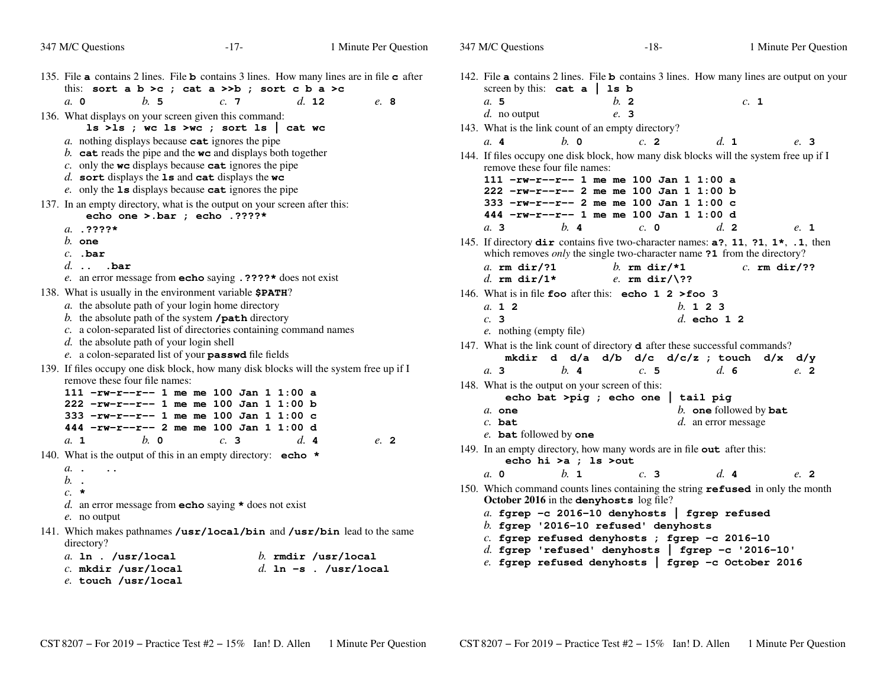135. File **a** contains 2 lines. File **b** contains 3 lines. How many lines are in file **c** after this: **sort a b >c ; cat a >>b ; sort c b a >c**

*a.* **0** *b.* **5** *c.* **7** *d.* **12** *e.* **8**

136. What displays on your screen given this command:
**ls >ls ; wc ls >wc ; sort ls | cat wc**

*a.* nothing displays because **cat** ignores the pipe
*b.* **cat** reads the pipe and the **wc** and displays both together
*c.* only the **wc** displays because **cat** ignores the pipe
*d.* **sort** displays the **ls** and **cat** displays the **wc**
*e.* only the **ls** displays because **cat** ignores the pipe

137. In an empty directory, what is the output on your screen after this:
**echo one >.bar ; echo .????***

*a.* **.????***
*b.* **one**
*c.* **.bar**
*d.* **..  .bar**
*e.* an error message from **echo** saying **.????*** does not exist

138. What is usually in the environment variable **$PATH**?

*a.* the absolute path of your login home directory
*b.* the absolute path of the system **/path** directory
*c.* a colon-separated list of directories containing command names
*d.* the absolute path of your login shell
*e.* a colon-separated list of your **passwd** file fields

139. If files occupy one disk block, how many disk blocks will the system free up if I remove these four file names:

```
111 -rw-r--r-- 1 me me 100 Jan 1 1:00 a
222 -rw-r--r-- 1 me me 100 Jan 1 1:00 b
333 -rw-r--r-- 1 me me 100 Jan 1 1:00 c
444 -rw-r--r-- 2 me me 100 Jan 1 1:00 d
```

*a.* **1** *b.* **0** *c.* **3** *d.* **4** *e.* **2**

140. What is the output of this in an empty directory: **echo ***

*a.* **.   ..**
*b.* **.**
*c.* *****
*d.* an error message from **echo** saying ***** does not exist
*e.* no output

141. Which makes pathnames **/usr/local/bin** and **/usr/bin** lead to the same directory?

*a.* **ln . /usr/local**
*b.* **rmdir /usr/local**
*c.* **mkdir /usr/local**
*d.* **ln -s . /usr/local**
*e.* **touch /usr/local**

142. File **a** contains 2 lines. File **b** contains 3 lines. How many lines are output on your screen by this: **cat a | ls b**

*a.* **5** *b.* **2** *c.* **1**
*d.* no output *e.* **3**

143. What is the link count of an empty directory?

*a.* **4** *b.* **0** *c.* **2** *d.* **1** *e.* **3**

144. If files occupy one disk block, how many disk blocks will the system free up if I remove these four file names:

```
111 -rw-r--r-- 1 me me 100 Jan 1 1:00 a
222 -rw-r--r-- 2 me me 100 Jan 1 1:00 b
333 -rw-r--r-- 2 me me 100 Jan 1 1:00 c
444 -rw-r--r-- 1 me me 100 Jan 1 1:00 d
```

*a.* **3** *b.* **4** *c.* **0** *d.* **2** *e.* **1**

145. If directory **dir** contains five two-character names: **a?**, **11**, **?1**, **1***, **.1**, then which removes *only* the single two-character name **?1** from the directory?

*a.* **rm dir/?1**
*b.* **rm dir/*1**
*c.* **rm dir/??**
*d.* **rm dir/1***
*e.* **rm dir/\??**

146. What is in file **foo** after this: **echo 1 2 >foo 3**

*a.* **1 2**
*b.* **1 2 3**
*c.* **3**
*d.* **echo 1 2**
*e.* nothing (empty file)

147. What is the link count of directory **d** after these successful commands?
**mkdir d d/a d/b d/c d/c/z ; touch d/x d/y**

*a.* **3** *b.* **4** *c.* **5** *d.* **6** *e.* **2**

148. What is the output on your screen of this:
**echo bat >pig ; echo one | tail pig**

*a.* **one**
*b.* **one** followed by **bat**
*c.* **bat**
*d.* an error message
*e.* **bat** followed by **one**

149. In an empty directory, how many words are in file **out** after this:
**echo hi >a ; ls >out**

*a.* **0** *b.* **1** *c.* **3** *d.* **4** *e.* **2**

150. Which command counts lines containing the string **refused** in only the month **October 2016** in the **denyhosts** log file?

*a.* **fgrep -c 2016-10 denyhosts | fgrep refused**
*b.* **fgrep '2016-10 refused' denyhosts**
*c.* **fgrep refused denyhosts ; fgrep -c 2016-10**
*d.* **fgrep 'refused' denyhosts | fgrep -c '2016-10'**
*e.* **fgrep refused denyhosts | fgrep -c October 2016**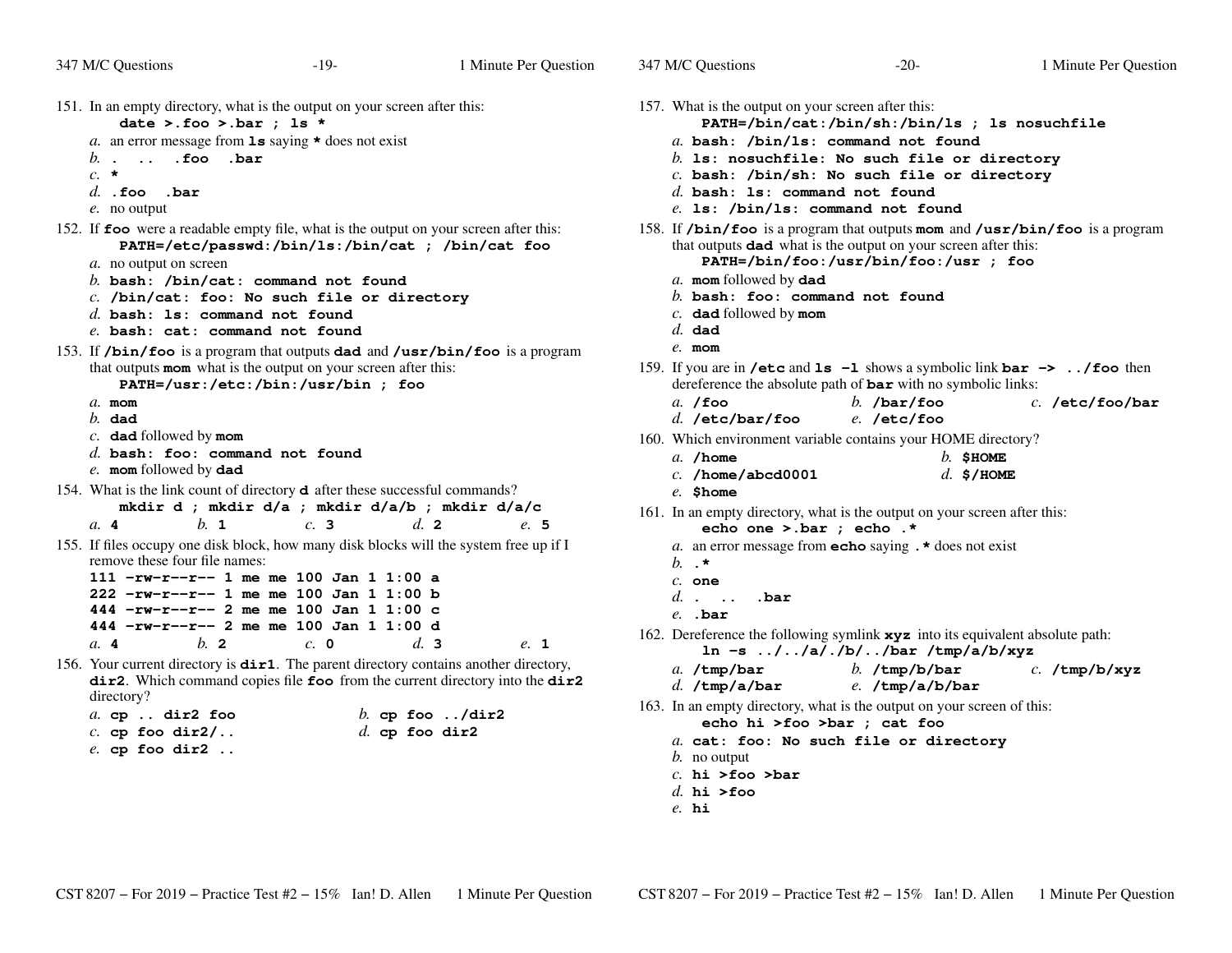151. In an empty directory, what is the output on your screen after this:
     **`date >.foo >.bar ; ls *`**
   *a.* an error message from **`ls`** saying **`*`** does not exist
   *b.* **`.  ..  .foo  .bar`**
   *c.* **`*`**
   *d.* **`.foo  .bar`**
   *e.* no output

152. If **`foo`** were a readable empty file, what is the output on your screen after this:
     **`PATH=/etc/passwd:/bin/ls:/bin/cat ; /bin/cat foo`**
   *a.* no output on screen
   *b.* **`bash: /bin/cat: command not found`**
   *c.* **`/bin/cat: foo: No such file or directory`**
   *d.* **`bash: ls: command not found`**
   *e.* **`bash: cat: command not found`**

153. If **`/bin/foo`** is a program that outputs **`dad`** and **`/usr/bin/foo`** is a program that outputs **`mom`** what is the output on your screen after this:
     **`PATH=/usr:/etc:/bin:/usr/bin ; foo`**
   *a.* **`mom`**
   *b.* **`dad`**
   *c.* **`dad`** followed by **`mom`**
   *d.* **`bash: foo: command not found`**
   *e.* **`mom`** followed by **`dad`**

154. What is the link count of directory **`d`** after these successful commands?
     **`mkdir d ; mkdir d/a ; mkdir d/a/b ; mkdir d/a/c`**
   *a.* **`4`** *b.* **`1`** *c.* **`3`** *d.* **`2`** *e.* **`5`**

155. If files occupy one disk block, how many disk blocks will the system free up if I remove these four file names:

```
111 -rw-r--r-- 1 me me 100 Jan 1 1:00 a
222 -rw-r--r-- 1 me me 100 Jan 1 1:00 b
444 -rw-r--r-- 2 me me 100 Jan 1 1:00 c
444 -rw-r--r-- 2 me me 100 Jan 1 1:00 d
```

   *a.* **`4`** *b.* **`2`** *c.* **`0`** *d.* **`3`** *e.* **`1`**

156. Your current directory is **`dir1`**. The parent directory contains another directory, **`dir2`**. Which command copies file **`foo`** from the current directory into the **`dir2`** directory?
   *a.* **`cp .. dir2 foo`**
   *b.* **`cp foo ../dir2`**
   *c.* **`cp foo dir2/..`**
   *d.* **`cp foo dir2`**
   *e.* **`cp foo dir2 ..`**

157. What is the output on your screen after this:
     **`PATH=/bin/cat:/bin/sh:/bin/ls ; ls nosuchfile`**
   *a.* **`bash: /bin/ls: command not found`**
   *b.* **`ls: nosuchfile: No such file or directory`**
   *c.* **`bash: /bin/sh: No such file or directory`**
   *d.* **`bash: ls: command not found`**
   *e.* **`ls: /bin/ls: command not found`**

158. If **`/bin/foo`** is a program that outputs **`mom`** and **`/usr/bin/foo`** is a program that outputs **`dad`** what is the output on your screen after this:
     **`PATH=/bin/foo:/usr/bin/foo:/usr ; foo`**
   *a.* **`mom`** followed by **`dad`**
   *b.* **`bash: foo: command not found`**
   *c.* **`dad`** followed by **`mom`**
   *d.* **`dad`**
   *e.* **`mom`**

159. If you are in **`/etc`** and **`ls -l`** shows a symbolic link **`bar -> ../foo`** then dereference the absolute path of **`bar`** with no symbolic links:
   *a.* **`/foo`** *b.* **`/bar/foo`** *c.* **`/etc/foo/bar`**
   *d.* **`/etc/bar/foo`** *e.* **`/etc/foo`**

160. Which environment variable contains your HOME directory?
   *a.* **`/home`**
   *b.* **`$HOME`**
   *c.* **`/home/abcd0001`**
   *d.* **`$/HOME`**
   *e.* **`$home`**

161. In an empty directory, what is the output on your screen after this:
     **`echo one >.bar ; echo .*`**
   *a.* an error message from **`echo`** saying **`.*`** does not exist
   *b.* **`.*`**
   *c.* **`one`**
   *d.* **`.  ..  .bar`**
   *e.* **`.bar`**

162. Dereference the following symlink **`xyz`** into its equivalent absolute path:
     **`ln -s ../../a/./b/../bar /tmp/a/b/xyz`**
   *a.* **`/tmp/bar`** *b.* **`/tmp/b/bar`** *c.* **`/tmp/b/xyz`**
   *d.* **`/tmp/a/bar`** *e.* **`/tmp/a/b/bar`**

163. In an empty directory, what is the output on your screen of this:
     **`echo hi >foo >bar ; cat foo`**
   *a.* **`cat: foo: No such file or directory`**
   *b.* no output
   *c.* **`hi >foo >bar`**
   *d.* **`hi >foo`**
   *e.* **`hi`**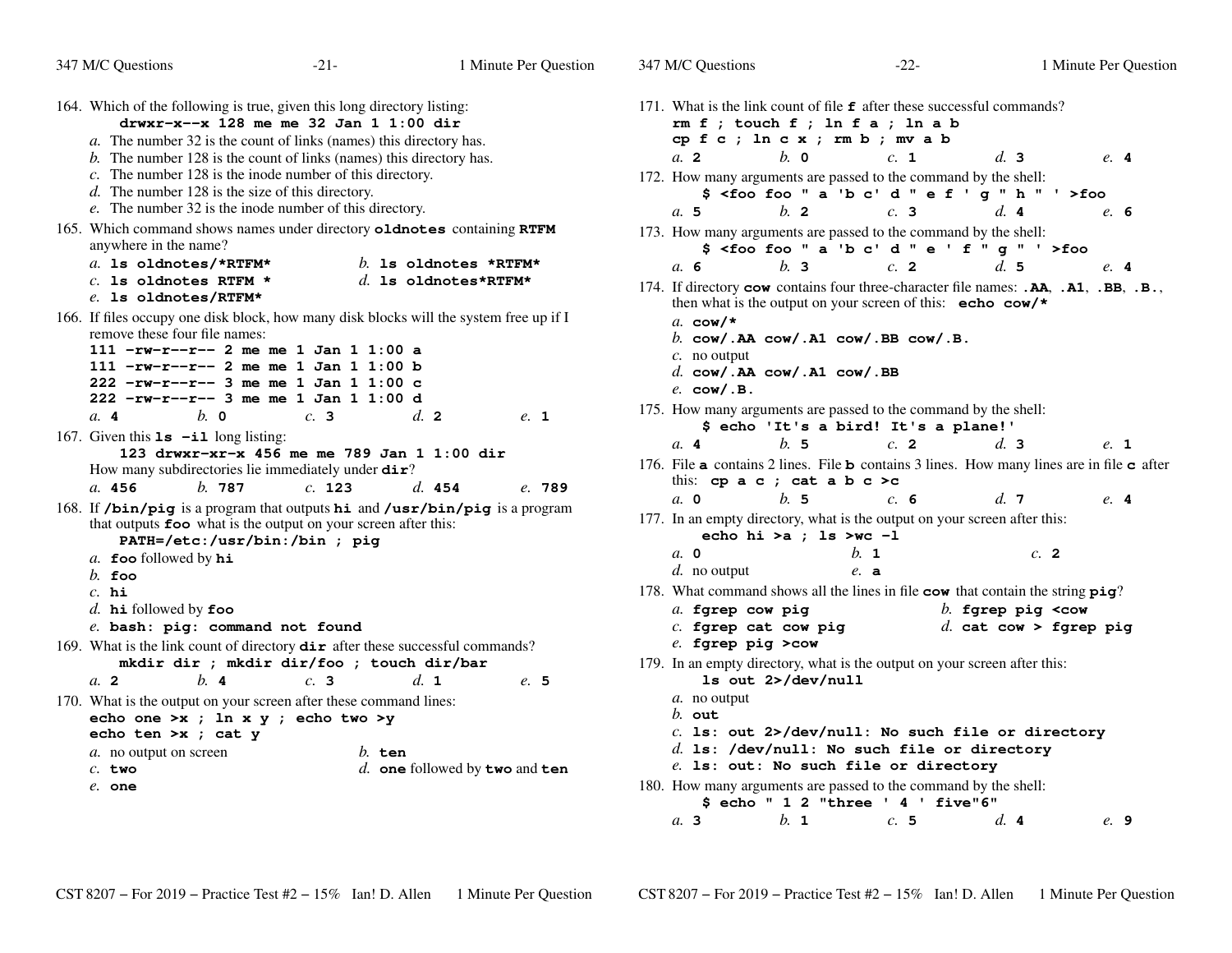164. Which of the following is true, given this long directory listing:

**`drwxr-x--x 128 me me 32 Jan 1 1:00 dir`**

*a.* The number 32 is the count of links (names) this directory has.
*b.* The number 128 is the count of links (names) this directory has.
*c.* The number 128 is the inode number of this directory.
*d.* The number 128 is the size of this directory.
*e.* The number 32 is the inode number of this directory.

165. Which command shows names under directory **`oldnotes`** containing **`RTFM`** anywhere in the name?

*a.* **`ls oldnotes/*RTFM*`**
*b.* **`ls oldnotes *RTFM*`**
*c.* **`ls oldnotes RTFM *`**
*d.* **`ls oldnotes*RTFM*`**
*e.* **`ls oldnotes/RTFM*`**

166. If files occupy one disk block, how many disk blocks will the system free up if I remove these four file names:

```
111 -rw-r--r-- 2 me me 1 Jan 1 1:00 a
111 -rw-r--r-- 2 me me 1 Jan 1 1:00 b
222 -rw-r--r-- 3 me me 1 Jan 1 1:00 c
222 -rw-r--r-- 3 me me 1 Jan 1 1:00 d
```

*a.* **4** *b.* **0** *c.* **3** *d.* **2** *e.* **1**

167. Given this **`ls -il`** long listing:

**`123 drwxr-xr-x 456 me me 789 Jan 1 1:00 dir`**

How many subdirectories lie immediately under **`dir`**?

*a.* **456** *b.* **787** *c.* **123** *d.* **454** *e.* **789**

168. If **`/bin/pig`** is a program that outputs **`hi`** and **`/usr/bin/pig`** is a program that outputs **`foo`** what is the output on your screen after this:

**`PATH=/etc:/usr/bin:/bin ; pig`**

*a.* **`foo`** followed by **`hi`**
*b.* **`foo`**
*c.* **`hi`**
*d.* **`hi`** followed by **`foo`**
*e.* **`bash: pig: command not found`**

169. What is the link count of directory **`dir`** after these successful commands?

**`mkdir dir ; mkdir dir/foo ; touch dir/bar`**

*a.* **2** *b.* **4** *c.* **3** *d.* **1** *e.* **5**

170. What is the output on your screen after these command lines:

```
echo one >x ; ln x y ; echo two >y
echo ten >x ; cat y
```

*a.* no output on screen
*b.* **`ten`**
*c.* **`two`**
*d.* **`one`** followed by **`two`** and **`ten`**
*e.* **`one`**

171. What is the link count of file **`f`** after these successful commands?

```
rm f ; touch f ; ln f a ; ln a b
cp f c ; ln c x ; rm b ; mv a b
```

*a.* **2** *b.* **0** *c.* **1** *d.* **3** *e.* **4**

172. How many arguments are passed to the command by the shell:

**`$ <foo foo " a 'b c' d " e f ' g " h " ' >foo`**

*a.* **5** *b.* **2** *c.* **3** *d.* **4** *e.* **6**

173. How many arguments are passed to the command by the shell:

**`$ <foo foo " a 'b c' d " e ' f " g " ' >foo`**

*a.* **6** *b.* **3** *c.* **2** *d.* **5** *e.* **4**

174. If directory **`cow`** contains four three-character file names: **`.AA`**, **`.A1`**, **`.BB`**, **`.B.`**, then what is the output on your screen of this: **`echo cow/*`**

*a.* **`cow/*`**
*b.* **`cow/.AA cow/.A1 cow/.BB cow/.B.`**
*c.* no output
*d.* **`cow/.AA cow/.A1 cow/.BB`**
*e.* **`cow/.B.`**

175. How many arguments are passed to the command by the shell:

**`$ echo 'It's a bird! It's a plane!'`**

*a.* **4** *b.* **5** *c.* **2** *d.* **3** *e.* **1**

176. File **`a`** contains 2 lines. File **`b`** contains 3 lines. How many lines are in file **`c`** after this: **`cp a c ; cat a b c >c`**

*a.* **0** *b.* **5** *c.* **6** *d.* **7** *e.* **4**

177. In an empty directory, what is the output on your screen after this:

**`echo hi >a ; ls >wc -l`**

*a.* **0** *b.* **1** *c.* **2** *d.* no output *e.* **a**

178. What command shows all the lines in file **`cow`** that contain the string **`pig`**?

*a.* **`fgrep cow pig`**
*b.* **`fgrep pig <cow`**
*c.* **`fgrep cat cow pig`**
*d.* **`cat cow > fgrep pig`**
*e.* **`fgrep pig >cow`**

179. In an empty directory, what is the output on your screen after this:

**`ls out 2>/dev/null`**

*a.* no output
*b.* **`out`**
*c.* **`ls: out 2>/dev/null: No such file or directory`**
*d.* **`ls: /dev/null: No such file or directory`**
*e.* **`ls: out: No such file or directory`**

180. How many arguments are passed to the command by the shell:

**`$ echo " 1 2 "three ' 4 ' five"6"`**

*a.* **3** *b.* **1** *c.* **5** *d.* **4** *e.* **9**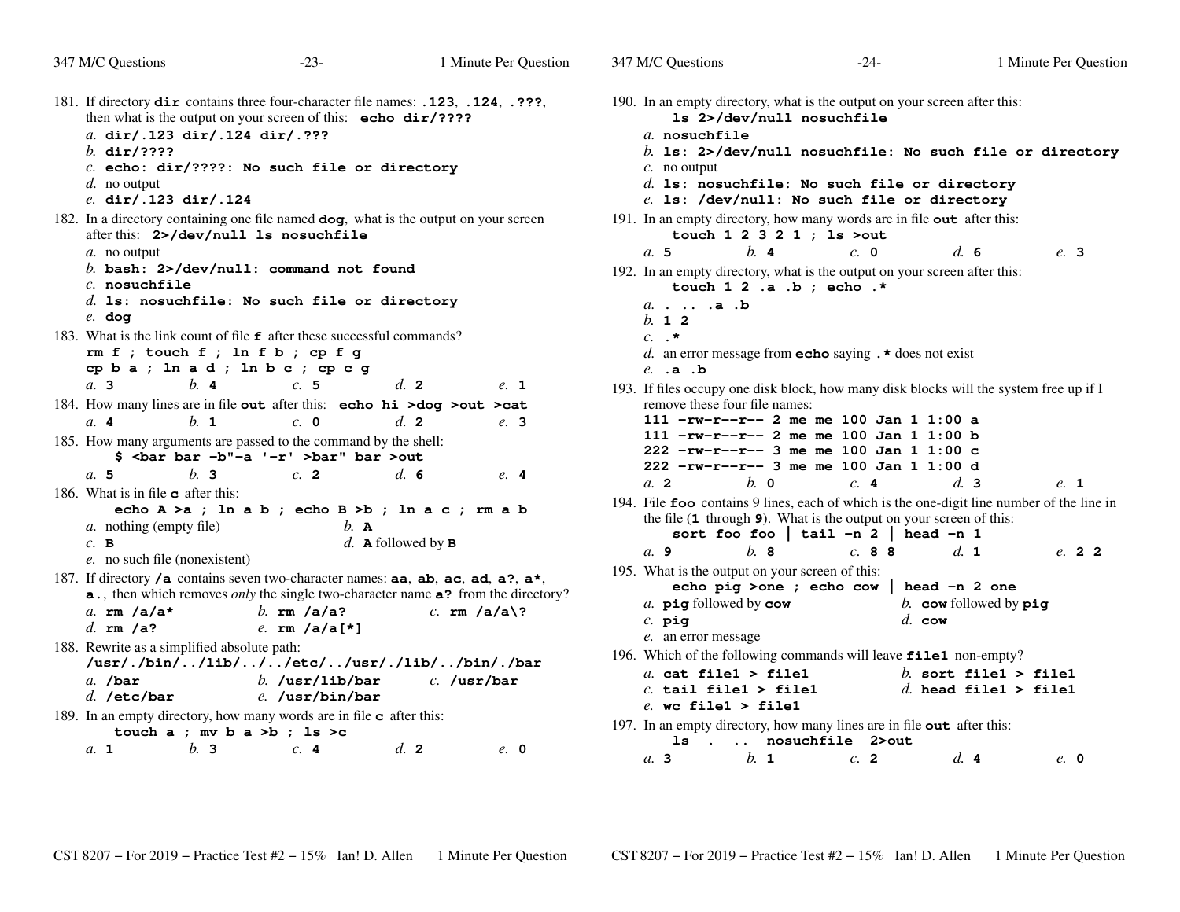181. If directory **dir** contains three four-character file names: **.123**, **.124**, **.???**, then what is the output on your screen of this: **echo dir/????**

    *a.* **dir/.123 dir/.124 dir/.???**
    *b.* **dir/????**
    *c.* **echo: dir/????: No such file or directory**
    *d.* no output
    *e.* **dir/.123 dir/.124**

182. In a directory containing one file named **dog**, what is the output on your screen after this: **2>/dev/null ls nosuchfile**

    *a.* no output
    *b.* **bash: 2>/dev/null: command not found**
    *c.* **nosuchfile**
    *d.* **ls: nosuchfile: No such file or directory**
    *e.* **dog**

183. What is the link count of file **f** after these successful commands?

    ```
    rm f ; touch f ; ln f b ; cp f g
    cp b a ; ln a d ; ln b c ; cp c g
    ```

    *a.* **3** *b.* **4** *c.* **5** *d.* **2** *e.* **1**

184. How many lines are in file **out** after this: **echo hi >dog >out >cat**

    *a.* **4** *b.* **1** *c.* **0** *d.* **2** *e.* **3**

185. How many arguments are passed to the command by the shell:

    ```
    $ <bar bar -b"-a '-r' >bar" bar >out
    ```

    *a.* **5** *b.* **3** *c.* **2** *d.* **6** *e.* **4**

186. What is in file **c** after this:

    ```
    echo A >a ; ln a b ; echo B >b ; ln a c ; rm a b
    ```

    *a.* nothing (empty file) *b.* **A**
    *c.* **B** *d.* **A** followed by **B**
    *e.* no such file (nonexistent)

187. If directory **/a** contains seven two-character names: **aa**, **ab**, **ac**, **ad**, **a?**, **a***, **a.**, then which removes *only* the single two-character name **a?** from the directory?

    *a.* **rm /a/a*** *b.* **rm /a/a?** *c.* **rm /a/a\?**
    *d.* **rm /a?** *e.* **rm /a/a[*]**

188. Rewrite as a simplified absolute path:
    **/usr/./bin/../lib/../../etc/../usr/./lib/../bin/./bar**

    *a.* **/bar** *b.* **/usr/lib/bar** *c.* **/usr/bar**
    *d.* **/etc/bar** *e.* **/usr/bin/bar**

189. In an empty directory, how many words are in file **c** after this:

    ```
    touch a ; mv b a >b ; ls >c
    ```

    *a.* **1** *b.* **3** *c.* **4** *d.* **2** *e.* **0**

190. In an empty directory, what is the output on your screen after this:

    ```
    ls 2>/dev/null nosuchfile
    ```

    *a.* **nosuchfile**
    *b.* **ls: 2>/dev/null nosuchfile: No such file or directory**
    *c.* no output
    *d.* **ls: nosuchfile: No such file or directory**
    *e.* **ls: /dev/null: No such file or directory**

191. In an empty directory, how many words are in file **out** after this:

    ```
    touch 1 2 3 2 1 ; ls >out
    ```

    *a.* **5** *b.* **4** *c.* **0** *d.* **6** *e.* **3**

192. In an empty directory, what is the output on your screen after this:

    ```
    touch 1 2 .a .b ; echo .*
    ```

    *a.* **. .. .a .b**
    *b.* **1 2**
    *c.* **.***
    *d.* an error message from **echo** saying **.*** does not exist
    *e.* **.a .b**

193. If files occupy one disk block, how many disk blocks will the system free up if I remove these four file names:

    ```
    111 -rw-r--r-- 2 me me 100 Jan 1 1:00 a
    111 -rw-r--r-- 2 me me 100 Jan 1 1:00 b
    222 -rw-r--r-- 3 me me 100 Jan 1 1:00 c
    222 -rw-r--r-- 3 me me 100 Jan 1 1:00 d
    ```

    *a.* **2** *b.* **0** *c.* **4** *d.* **3** *e.* **1**

194. File **foo** contains 9 lines, each of which is the one-digit line number of the line in the file (**1** through **9**). What is the output on your screen of this:

    ```
    sort foo foo | tail -n 2 | head -n 1
    ```

    *a.* **9** *b.* **8** *c.* **8 8** *d.* **1** *e.* **2 2**

195. What is the output on your screen of this:

    ```
    echo pig >one ; echo cow | head -n 2 one
    ```

    *a.* **pig** followed by **cow** *b.* **cow** followed by **pig**
    *c.* **pig** *d.* **cow**
    *e.* an error message

196. Which of the following commands will leave **file1** non-empty?

    *a.* **cat file1 > file1** *b.* **sort file1 > file1**
    *c.* **tail file1 > file1** *d.* **head file1 > file1**
    *e.* **wc file1 > file1**

197. In an empty directory, how many lines are in file **out** after this:

    ```
    ls . .. nosuchfile 2>out
    ```

    *a.* **3** *b.* **1** *c.* **2** *d.* **4** *e.* **0**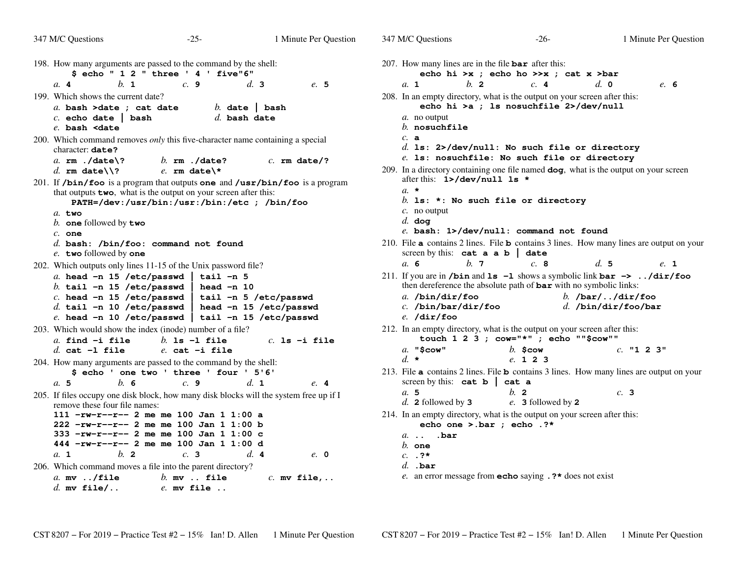198. How many arguments are passed to the command by the shell:

```
$ echo " 1 2 " three ' 4 ' five"6"
```

*a.* **4** *b.* **1** *c.* **9** *d.* **3** *e.* **5**

199. Which shows the current date?

*a.* **bash >date ; cat date** *b.* **date | bash**
*c.* **echo date | bash** *d.* **bash date**
*e.* **bash <date**

200. Which command removes *only* this five-character name containing a special character: **date?**

*a.* **rm ./date\?** *b.* **rm ./date?** *c.* **rm date/?**
*d.* **rm date\\?** *e.* **rm date\***

201. If **/bin/foo** is a program that outputs **one** and **/usr/bin/foo** is a program that outputs **two**, what is the output on your screen after this:

```
PATH=/dev:/usr/bin:/usr:/bin:/etc ; /bin/foo
```

*a.* **two**
*b.* **one** followed by **two**
*c.* **one**
*d.* **bash: /bin/foo: command not found**
*e.* **two** followed by **one**

202. Which outputs only lines 11-15 of the Unix password file?

*a.* **head -n 15 /etc/passwd | tail -n 5**
*b.* **tail -n 15 /etc/passwd | head -n 10**
*c.* **head -n 15 /etc/passwd | tail -n 5 /etc/passwd**
*d.* **tail -n 10 /etc/passwd | head -n 15 /etc/passwd**
*e.* **head -n 10 /etc/passwd | tail -n 15 /etc/passwd**

203. Which would show the index (inode) number of a file?

*a.* **find -i file** *b.* **ls -l file** *c.* **ls -i file**
*d.* **cat -l file** *e.* **cat -i file**

204. How many arguments are passed to the command by the shell:

```
$ echo ' one two ' three ' four ' 5'6'
```

*a.* **5** *b.* **6** *c.* **9** *d.* **1** *e.* **4**

205. If files occupy one disk block, how many disk blocks will the system free up if I remove these four file names:

```
111 -rw-r--r-- 2 me me 100 Jan 1 1:00 a
222 -rw-r--r-- 2 me me 100 Jan 1 1:00 b
333 -rw-r--r-- 2 me me 100 Jan 1 1:00 c
444 -rw-r--r-- 2 me me 100 Jan 1 1:00 d
```

*a.* **1** *b.* **2** *c.* **3** *d.* **4** *e.* **0**

206. Which command moves a file into the parent directory?

*a.* **mv ../file** *b.* **mv .. file** *c.* **mv file,..**
*d.* **mv file/..** *e.* **mv file ..**

207. How many lines are in the file **bar** after this:

```
echo hi >x ; echo ho >>x ; cat x >bar
```

*a.* **1** *b.* **2** *c.* **4** *d.* **0** *e.* **6**

208. In an empty directory, what is the output on your screen after this:

```
echo hi >a ; ls nosuchfile 2>/dev/null
```

*a.* no output
*b.* **nosuchfile**
*c.* **a**
*d.* **ls: 2>/dev/null: No such file or directory**
*e.* **ls: nosuchfile: No such file or directory**

209. In a directory containing one file named **dog**, what is the output on your screen after this: **1>/dev/null ls ***

*a.* *****
*b.* **ls: *: No such file or directory**
*c.* no output
*d.* **dog**
*e.* **bash: 1>/dev/null: command not found**

210. File **a** contains 2 lines. File **b** contains 3 lines. How many lines are output on your screen by this: **cat a a b | date**

*a.* **6** *b.* **7** *c.* **8** *d.* **5** *e.* **1**

211. If you are in **/bin** and **ls -l** shows a symbolic link **bar -> ../dir/foo** then dereference the absolute path of **bar** with no symbolic links:

*a.* **/bin/dir/foo** *b.* **/bar/../dir/foo**
*c.* **/bin/bar/dir/foo** *d.* **/bin/dir/foo/bar**
*e.* **/dir/foo**

212. In an empty directory, what is the output on your screen after this:

```
touch 1 2 3 ; cow="*" ; echo ""$cow""
```

*a.* **"$cow"** *b.* **$cow** *c.* **"1 2 3"**
*d.* ***** *e.* **1 2 3**

213. File **a** contains 2 lines. File **b** contains 3 lines. How many lines are output on your screen by this: **cat b | cat a**

*a.* **5** *b.* **2** *c.* **3**
*d.* **2** followed by **3** *e.* **3** followed by **2**

214. In an empty directory, what is the output on your screen after this:

```
echo one >.bar ; echo .?*
```

*a.* **.. .bar**
*b.* **one**
*c.* **.?***
*d.* **.bar**
*e.* an error message from **echo** saying **.?*** does not exist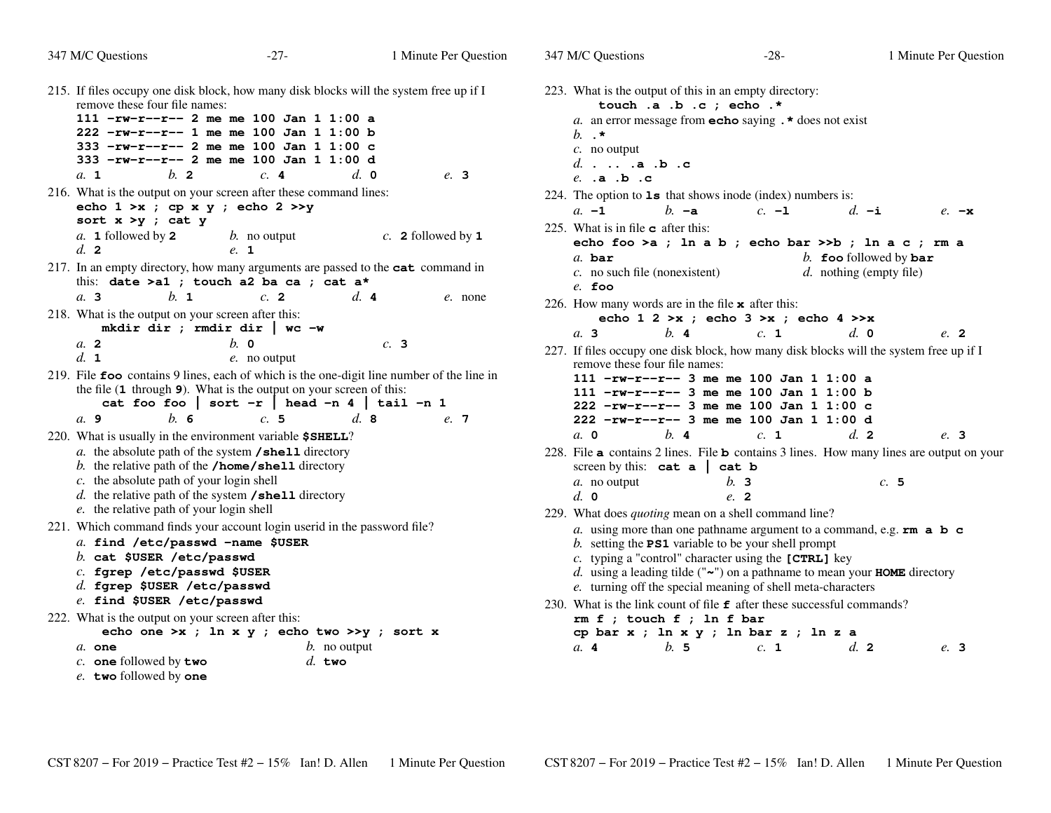215. If files occupy one disk block, how many disk blocks will the system free up if I remove these four file names:
```
111 -rw-r--r-- 2 me me 100 Jan 1 1:00 a
222 -rw-r--r-- 1 me me 100 Jan 1 1:00 b
333 -rw-r--r-- 2 me me 100 Jan 1 1:00 c
333 -rw-r--r-- 2 me me 100 Jan 1 1:00 d
```
*a.* **1** *b.* **2** *c.* **4** *d.* **0** *e.* **3**

216. What is the output on your screen after these command lines:
```
echo 1 >x ; cp x y ; echo 2 >>y
sort x >y ; cat y
```
*a.* **1** followed by **2** *b.* no output *c.* **2** followed by **1**
*d.* **2** *e.* **1**

217. In an empty directory, how many arguments are passed to the **cat** command in this: **date >a1 ; touch a2 ba ca ; cat a***
*a.* **3** *b.* **1** *c.* **2** *d.* **4** *e.* none

218. What is the output on your screen after this:
```
mkdir dir ; rmdir dir | wc -w
```
*a.* **2** *b.* **0** *c.* **3**
*d.* **1** *e.* no output

219. File **foo** contains 9 lines, each of which is the one-digit line number of the line in the file (**1** through **9**). What is the output on your screen of this:
```
cat foo foo | sort -r | head -n 4 | tail -n 1
```
*a.* **9** *b.* **6** *c.* **5** *d.* **8** *e.* **7**

220. What is usually in the environment variable **$SHELL**?
*a.* the absolute path of the system **/shell** directory
*b.* the relative path of the **/home/shell** directory
*c.* the absolute path of your login shell
*d.* the relative path of the system **/shell** directory
*e.* the relative path of your login shell

221. Which command finds your account login userid in the password file?
*a.* **find /etc/passwd -name $USER**
*b.* **cat $USER /etc/passwd**
*c.* **fgrep /etc/passwd $USER**
*d.* **fgrep $USER /etc/passwd**
*e.* **find $USER /etc/passwd**

222. What is the output on your screen after this:
```
echo one >x ; ln x y ; echo two >>y ; sort x
```
*a.* **one** *b.* no output
*c.* **one** followed by **two** *d.* **two**
*e.* **two** followed by **one**

223. What is the output of this in an empty directory:
```
touch .a .b .c ; echo .*
```
*a.* an error message from **echo** saying **.*** does not exist
*b.* **.***
*c.* no output
*d.* **. .. .a .b .c**
*e.* **.a .b .c**

224. The option to **ls** that shows inode (index) numbers is:
*a.* **-1** *b.* **-a** *c.* **-l** *d.* **-i** *e.* **-x**

225. What is in file **c** after this:
```
echo foo >a ; ln a b ; echo bar >>b ; ln a c ; rm a
```
*a.* **bar** *b.* **foo** followed by **bar**
*c.* no such file (nonexistent) *d.* nothing (empty file)
*e.* **foo**

226. How many words are in the file **x** after this:
```
echo 1 2 >x ; echo 3 >x ; echo 4 >>x
```
*a.* **3** *b.* **4** *c.* **1** *d.* **0** *e.* **2**

227. If files occupy one disk block, how many disk blocks will the system free up if I remove these four file names:
```
111 -rw-r--r-- 3 me me 100 Jan 1 1:00 a
111 -rw-r--r-- 3 me me 100 Jan 1 1:00 b
222 -rw-r--r-- 3 me me 100 Jan 1 1:00 c
222 -rw-r--r-- 3 me me 100 Jan 1 1:00 d
```
*a.* **0** *b.* **4** *c.* **1** *d.* **2** *e.* **3**

228. File **a** contains 2 lines. File **b** contains 3 lines. How many lines are output on your screen by this: **cat a | cat b**
*a.* no output *b.* **3** *c.* **5**
*d.* **0** *e.* **2**

229. What does *quoting* mean on a shell command line?
*a.* using more than one pathname argument to a command, e.g. **rm a b c**
*b.* setting the **PS1** variable to be your shell prompt
*c.* typing a "control" character using the **[CTRL]** key
*d.* using a leading tilde ("**~**") on a pathname to mean your **HOME** directory
*e.* turning off the special meaning of shell meta-characters

230. What is the link count of file **f** after these successful commands?
```
rm f ; touch f ; ln f bar
cp bar x ; ln x y ; ln bar z ; ln z a
```
*a.* **4** *b.* **5** *c.* **1** *d.* **2** *e.* **3**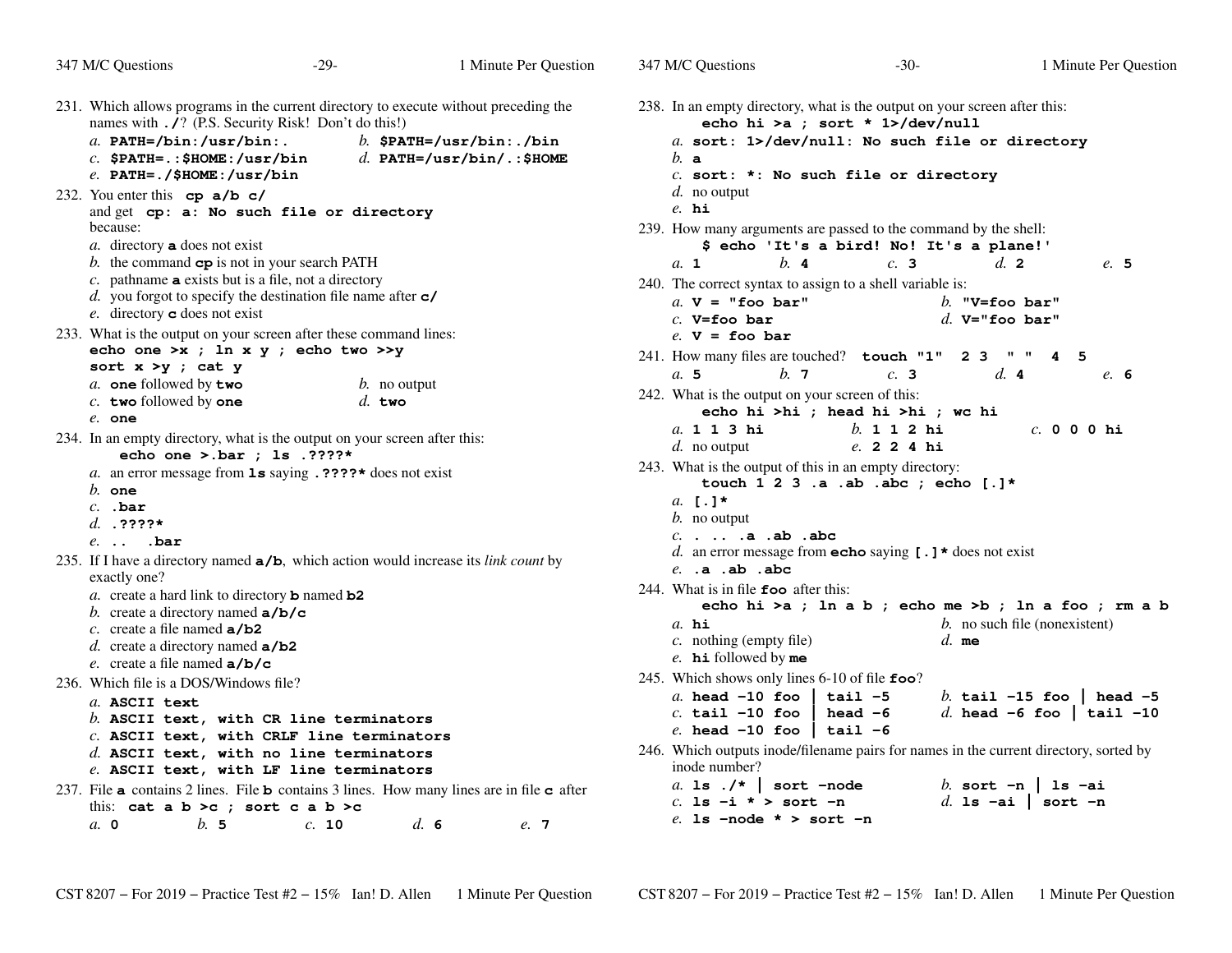231. Which allows programs in the current directory to execute without preceding the names with `./`? (P.S. Security Risk! Don't do this!)
   *a.* `PATH=/bin:/usr/bin:.`
   *b.* `$PATH=/usr/bin:./bin`
   *c.* `$PATH=.:$HOME:/usr/bin`
   *d.* `PATH=/usr/bin/.:$HOME`
   *e.* `PATH=./$HOME:/usr/bin`

232. You enter this `cp a/b c/` and get `cp: a: No such file or directory` because:
   *a.* directory **a** does not exist
   *b.* the command **cp** is not in your search PATH
   *c.* pathname **a** exists but is a file, not a directory
   *d.* you forgot to specify the destination file name after **c/**
   *e.* directory **c** does not exist

233. What is the output on your screen after these command lines:
   ```
   echo one >x ; ln x y ; echo two >>y
   sort x >y ; cat y
   ```
   *a.* **one** followed by **two**
   *b.* no output
   *c.* **two** followed by **one**
   *d.* **two**
   *e.* **one**

234. In an empty directory, what is the output on your screen after this:
   ```
   echo one >.bar ; ls .????*
   ```
   *a.* an error message from **ls** saying **.????*** does not exist
   *b.* **one**
   *c.* **.bar**
   *d.* **.????***
   *e.* **.. .bar**

235. If I have a directory named **a/b**, which action would increase its *link count* by exactly one?
   *a.* create a hard link to directory **b** named **b2**
   *b.* create a directory named **a/b/c**
   *c.* create a file named **a/b2**
   *d.* create a directory named **a/b2**
   *e.* create a file named **a/b/c**

236. Which file is a DOS/Windows file?
   *a.* **ASCII text**
   *b.* **ASCII text, with CR line terminators**
   *c.* **ASCII text, with CRLF line terminators**
   *d.* **ASCII text, with no line terminators**
   *e.* **ASCII text, with LF line terminators**

237. File **a** contains 2 lines. File **b** contains 3 lines. How many lines are in file **c** after this: `cat a b >c ; sort c a b >c`
   *a.* **0** *b.* **5** *c.* **10** *d.* **6** *e.* **7**

238. In an empty directory, what is the output on your screen after this:
   ```
   echo hi >a ; sort * 1>/dev/null
   ```
   *a.* **sort: 1>/dev/null: No such file or directory**
   *b.* **a**
   *c.* **sort: *: No such file or directory**
   *d.* no output
   *e.* **hi**

239. How many arguments are passed to the command by the shell:
   ```
   $ echo 'It's a bird! No! It's a plane!'
   ```
   *a.* **1** *b.* **4** *c.* **3** *d.* **2** *e.* **5**

240. The correct syntax to assign to a shell variable is:
   *a.* `V = "foo bar"`
   *b.* `"V=foo bar"`
   *c.* `V=foo bar`
   *d.* `V="foo bar"`
   *e.* `V = foo bar`

241. How many files are touched? `touch "1" 2 3 " " 4 5`
   *a.* **5** *b.* **7** *c.* **3** *d.* **4** *e.* **6**

242. What is the output on your screen of this:
   ```
   echo hi >hi ; head hi >hi ; wc hi
   ```
   *a.* **1 1 3 hi**
   *b.* **1 1 2 hi**
   *c.* **0 0 0 hi**
   *d.* no output
   *e.* **2 2 4 hi**

243. What is the output of this in an empty directory:
   ```
   touch 1 2 3 .a .ab .abc ; echo [.]*
   ```
   *a.* **[.]***
   *b.* no output
   *c.* **. .. .a .ab .abc**
   *d.* an error message from **echo** saying **[.]*** does not exist
   *e.* **.a .ab .abc**

244. What is in file **foo** after this:
   ```
   echo hi >a ; ln a b ; echo me >b ; ln a foo ; rm a b
   ```
   *a.* **hi**
   *b.* no such file (nonexistent)
   *c.* nothing (empty file)
   *d.* **me**
   *e.* **hi** followed by **me**

245. Which shows only lines 6-10 of file **foo**?
   *a.* `head -10 foo | tail -5`
   *b.* `tail -15 foo | head -5`
   *c.* `tail -10 foo | head -6`
   *d.* `head -6 foo | tail -10`
   *e.* `head -10 foo | tail -6`

246. Which outputs inode/filename pairs for names in the current directory, sorted by inode number?
   *a.* `ls ./* | sort -node`
   *b.* `sort -n | ls -ai`
   *c.* `ls -i * > sort -n`
   *d.* `ls -ai | sort -n`
   *e.* `ls -node * > sort -n`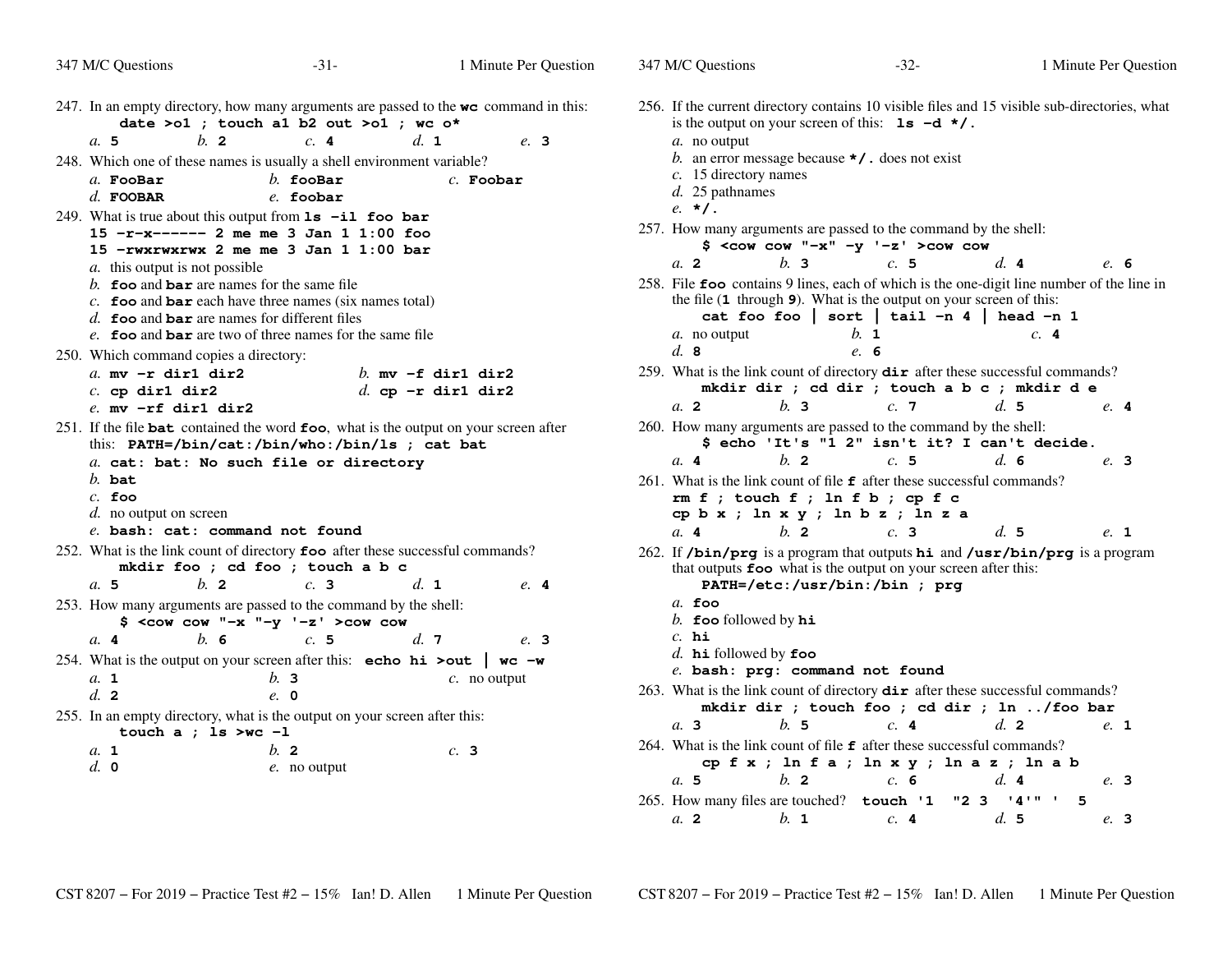247. In an empty directory, how many arguments are passed to the **wc** command in this:
 **date >o1 ; touch a1 b2 out >o1 ; wc o***
 *a.* **5** *b.* **2** *c.* **4** *d.* **1** *e.* **3**

248. Which one of these names is usually a shell environment variable?
 *a.* **FooBar** *b.* **fooBar** *c.* **Foobar**
 *d.* **FOOBAR** *e.* **foobar**

249. What is true about this output from **ls -il foo bar**
 **15 -r-x------ 2 me me 3 Jan 1 1:00 foo**
 **15 -rwxrwxrwx 2 me me 3 Jan 1 1:00 bar**
 *a.* this output is not possible
 *b.* **foo** and **bar** are names for the same file
 *c.* **foo** and **bar** each have three names (six names total)
 *d.* **foo** and **bar** are names for different files
 *e.* **foo** and **bar** are two of three names for the same file

250. Which command copies a directory:
 *a.* **mv -r dir1 dir2** *b.* **mv -f dir1 dir2**
 *c.* **cp dir1 dir2** *d.* **cp -r dir1 dir2**
 *e.* **mv -rf dir1 dir2**

251. If the file **bat** contained the word **foo**, what is the output on your screen after this: **PATH=/bin/cat:/bin/who:/bin/ls ; cat bat**
 *a.* **cat: bat: No such file or directory**
 *b.* **bat**
 *c.* **foo**
 *d.* no output on screen
 *e.* **bash: cat: command not found**

252. What is the link count of directory **foo** after these successful commands?
 **mkdir foo ; cd foo ; touch a b c**
 *a.* **5** *b.* **2** *c.* **3** *d.* **1** *e.* **4**

253. How many arguments are passed to the command by the shell:
 **$ <cow cow "-x "-y '-z' >cow cow**
 *a.* **4** *b.* **6** *c.* **5** *d.* **7** *e.* **3**

254. What is the output on your screen after this: **echo hi >out | wc -w**
 *a.* **1** *b.* **3** *c.* no output
 *d.* **2** *e.* **0**

255. In an empty directory, what is the output on your screen after this:
 **touch a ; ls >wc -l**
 *a.* **1** *b.* **2** *c.* **3**
 *d.* **0** *e.* no output

256. If the current directory contains 10 visible files and 15 visible sub-directories, what is the output on your screen of this: **ls -d */.**
 *a.* no output
 *b.* an error message because ***/.** does not exist
 *c.* 15 directory names
 *d.* 25 pathnames
 *e.* ***/.**

257. How many arguments are passed to the command by the shell:
 **$ <cow cow "-x" -y '-z' >cow cow**
 *a.* **2** *b.* **3** *c.* **5** *d.* **4** *e.* **6**

258. File **foo** contains 9 lines, each of which is the one-digit line number of the line in the file (**1** through **9**). What is the output on your screen of this:
 **cat foo foo | sort | tail -n 4 | head -n 1**
 *a.* no output *b.* **1** *c.* **4**
 *d.* **8** *e.* **6**

259. What is the link count of directory **dir** after these successful commands?
 **mkdir dir ; cd dir ; touch a b c ; mkdir d e**
 *a.* **2** *b.* **3** *c.* **7** *d.* **5** *e.* **4**

260. How many arguments are passed to the command by the shell:
 **$ echo 'It's "1 2" isn't it? I can't decide.**
 *a.* **4** *b.* **2** *c.* **5** *d.* **6** *e.* **3**

261. What is the link count of file **f** after these successful commands?
 **rm f ; touch f ; ln f b ; cp f c**
 **cp b x ; ln x y ; ln b z ; ln z a**
 *a.* **4** *b.* **2** *c.* **3** *d.* **5** *e.* **1**

262. If **/bin/prg** is a program that outputs **hi** and **/usr/bin/prg** is a program that outputs **foo** what is the output on your screen after this:
 **PATH=/etc:/usr/bin:/bin ; prg**
 *a.* **foo**
 *b.* **foo** followed by **hi**
 *c.* **hi**
 *d.* **hi** followed by **foo**
 *e.* **bash: prg: command not found**

263. What is the link count of directory **dir** after these successful commands?
 **mkdir dir ; touch foo ; cd dir ; ln ../foo bar**
 *a.* **3** *b.* **5** *c.* **4** *d.* **2** *e.* **1**

264. What is the link count of file **f** after these successful commands?
 **cp f x ; ln f a ; ln x y ; ln a z ; ln a b**
 *a.* **5** *b.* **2** *c.* **6** *d.* **4** *e.* **3**

265. How many files are touched? **touch '1 "2 3 '4'" ' 5**
 *a.* **2** *b.* **1** *c.* **4** *d.* **5** *e.* **3**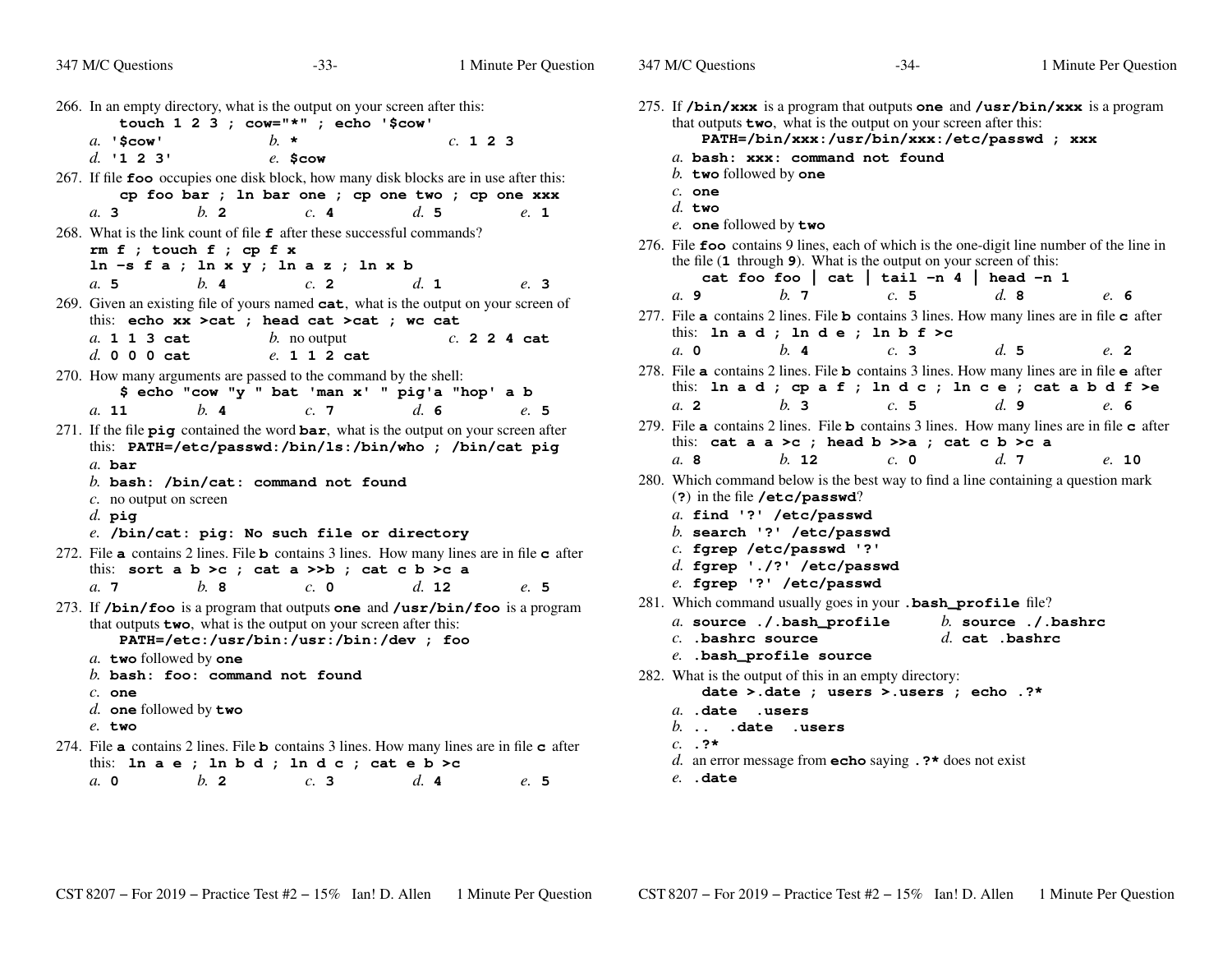266. In an empty directory, what is the output on your screen after this:
    **touch 1 2 3 ; cow="*" ; echo '$cow'**
    *a.* **'$cow'** *b.* **\*** *c.* **1 2 3**
    *d.* **'1 2 3'** *e.* **$cow**

267. If file **foo** occupies one disk block, how many disk blocks are in use after this:
    **cp foo bar ; ln bar one ; cp one two ; cp one xxx**
    *a.* **3** *b.* **2** *c.* **4** *d.* **5** *e.* **1**

268. What is the link count of file **f** after these successful commands?
    **rm f ; touch f ; cp f x**
    **ln -s f a ; ln x y ; ln a z ; ln x b**
    *a.* **5** *b.* **4** *c.* **2** *d.* **1** *e.* **3**

269. Given an existing file of yours named **cat**, what is the output on your screen of this: **echo xx >cat ; head cat >cat ; wc cat**
    *a.* **1 1 3 cat** *b.* no output *c.* **2 2 4 cat**
    *d.* **0 0 0 cat** *e.* **1 1 2 cat**

270. How many arguments are passed to the command by the shell:
    **$ echo "cow "y " bat 'man x' " pig'a "hop' a b**
    *a.* **11** *b.* **4** *c.* **7** *d.* **6** *e.* **5**

271. If the file **pig** contained the word **bar**, what is the output on your screen after this: **PATH=/etc/passwd:/bin/ls:/bin/who ; /bin/cat pig**
    *a.* **bar**
    *b.* **bash: /bin/cat: command not found**
    *c.* no output on screen
    *d.* **pig**
    *e.* **/bin/cat: pig: No such file or directory**

272. File **a** contains 2 lines. File **b** contains 3 lines. How many lines are in file **c** after this: **sort a b >c ; cat a >>b ; cat c b >c a**
    *a.* **7** *b.* **8** *c.* **0** *d.* **12** *e.* **5**

273. If **/bin/foo** is a program that outputs **one** and **/usr/bin/foo** is a program that outputs **two**, what is the output on your screen after this:
    **PATH=/etc:/usr/bin:/usr:/bin:/dev ; foo**
    *a.* **two** followed by **one**
    *b.* **bash: foo: command not found**
    *c.* **one**
    *d.* **one** followed by **two**
    *e.* **two**

274. File **a** contains 2 lines. File **b** contains 3 lines. How many lines are in file **c** after this: **ln a e ; ln b d ; ln d c ; cat e b >c**
    *a.* **0** *b.* **2** *c.* **3** *d.* **4** *e.* **5**

275. If **/bin/xxx** is a program that outputs **one** and **/usr/bin/xxx** is a program that outputs **two**, what is the output on your screen after this:
    **PATH=/bin/xxx:/usr/bin/xxx:/etc/passwd ; xxx**
    *a.* **bash: xxx: command not found**
    *b.* **two** followed by **one**
    *c.* **one**
    *d.* **two**
    *e.* **one** followed by **two**

276. File **foo** contains 9 lines, each of which is the one-digit line number of the line in the file (**1** through **9**). What is the output on your screen of this:
    **cat foo foo | cat | tail -n 4 | head -n 1**
    *a.* **9** *b.* **7** *c.* **5** *d.* **8** *e.* **6**

277. File **a** contains 2 lines. File **b** contains 3 lines. How many lines are in file **c** after this: **ln a d ; ln d e ; ln b f >c**
    *a.* **0** *b.* **4** *c.* **3** *d.* **5** *e.* **2**

278. File **a** contains 2 lines. File **b** contains 3 lines. How many lines are in file **e** after this: **ln a d ; cp a f ; ln d c ; ln c e ; cat a b d f >e**
    *a.* **2** *b.* **3** *c.* **5** *d.* **9** *e.* **6**

279. File **a** contains 2 lines. File **b** contains 3 lines. How many lines are in file **c** after this: **cat a a >c ; head b >>a ; cat c b >c a**
    *a.* **8** *b.* **12** *c.* **0** *d.* **7** *e.* **10**

280. Which command below is the best way to find a line containing a question mark (**?**) in the file **/etc/passwd**?
    *a.* **find '?' /etc/passwd**
    *b.* **search '?' /etc/passwd**
    *c.* **fgrep /etc/passwd '?'**
    *d.* **fgrep './?' /etc/passwd**
    *e.* **fgrep '?' /etc/passwd**

281. Which command usually goes in your **.bash_profile** file?
    *a.* **source ./.bash_profile** *b.* **source ./.bashrc**
    *c.* **.bashrc source** *d.* **cat .bashrc**
    *e.* **.bash_profile source**

282. What is the output of this in an empty directory:
    **date >.date ; users >.users ; echo .?\***
    *a.* **.date .users**
    *b.* **.. .date .users**
    *c.* **.?\***
    *d.* an error message from **echo** saying **.?\*** does not exist
    *e.* **.date**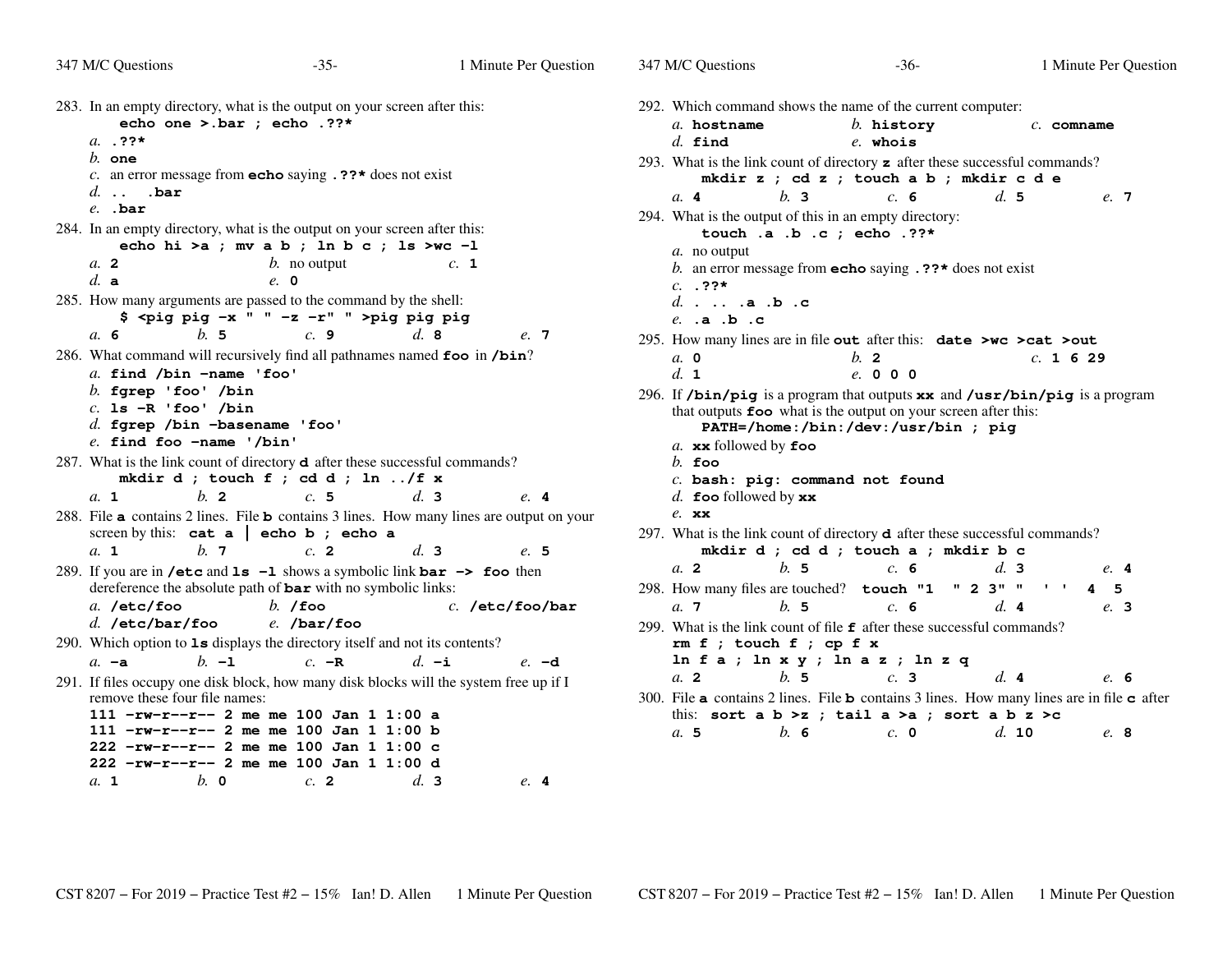283. In an empty directory, what is the output on your screen after this:
     **echo one >.bar ; echo .??***
   *a.* **.??***
   *b.* **one**
   *c.* an error message from **echo** saying **.??*** does not exist
   *d.* **..  .bar**
   *e.* **.bar**

284. In an empty directory, what is the output on your screen after this:
     **echo hi >a ; mv a b ; ln b c ; ls >wc -l**
   *a.* **2**   *b.* no output   *c.* **1**
   *d.* **a**   *e.* **0**

285. How many arguments are passed to the command by the shell:
     **$ <pig pig -x " " -z -r" " >pig pig pig**
   *a.* **6**   *b.* **5**   *c.* **9**   *d.* **8**   *e.* **7**

286. What command will recursively find all pathnames named **foo** in **/bin**?
   *a.* **find /bin -name 'foo'**
   *b.* **fgrep 'foo' /bin**
   *c.* **ls -R 'foo' /bin**
   *d.* **fgrep /bin -basename 'foo'**
   *e.* **find foo -name '/bin'**

287. What is the link count of directory **d** after these successful commands?
     **mkdir d ; touch f ; cd d ; ln ../f x**
   *a.* **1**   *b.* **2**   *c.* **5**   *d.* **3**   *e.* **4**

288. File **a** contains 2 lines. File **b** contains 3 lines. How many lines are output on your screen by this: **cat a | echo b ; echo a**
   *a.* **1**   *b.* **7**   *c.* **2**   *d.* **3**   *e.* **5**

289. If you are in **/etc** and **ls -l** shows a symbolic link **bar -> foo** then dereference the absolute path of **bar** with no symbolic links:
   *a.* **/etc/foo**   *b.* **/foo**   *c.* **/etc/foo/bar**
   *d.* **/etc/bar/foo**   *e.* **/bar/foo**

290. Which option to **ls** displays the directory itself and not its contents?
   *a.* **-a**   *b.* **-l**   *c.* **-R**   *d.* **-i**   *e.* **-d**

291. If files occupy one disk block, how many disk blocks will the system free up if I remove these four file names:
```
111 -rw-r--r-- 2 me me 100 Jan 1 1:00 a
111 -rw-r--r-- 2 me me 100 Jan 1 1:00 b
222 -rw-r--r-- 2 me me 100 Jan 1 1:00 c
222 -rw-r--r-- 2 me me 100 Jan 1 1:00 d
```
   *a.* **1**   *b.* **0**   *c.* **2**   *d.* **3**   *e.* **4**

292. Which command shows the name of the current computer:
   *a.* **hostname**   *b.* **history**   *c.* **comname**
   *d.* **find**   *e.* **whois**

293. What is the link count of directory **z** after these successful commands?
     **mkdir z ; cd z ; touch a b ; mkdir c d e**
   *a.* **4**   *b.* **3**   *c.* **6**   *d.* **5**   *e.* **7**

294. What is the output of this in an empty directory:
     **touch .a .b .c ; echo .??***
   *a.* no output
   *b.* an error message from **echo** saying **.??*** does not exist
   *c.* **.??***
   *d.* **. .. .a .b .c**
   *e.* **.a .b .c**

295. How many lines are in file **out** after this: **date >wc >cat >out**
   *a.* **0**   *b.* **2**   *c.* **1 6 29**
   *d.* **1**   *e.* **0 0 0**

296. If **/bin/pig** is a program that outputs **xx** and **/usr/bin/pig** is a program that outputs **foo** what is the output on your screen after this:
     **PATH=/home:/bin:/dev:/usr/bin ; pig**
   *a.* **xx** followed by **foo**
   *b.* **foo**
   *c.* **bash: pig: command not found**
   *d.* **foo** followed by **xx**
   *e.* **xx**

297. What is the link count of directory **d** after these successful commands?
     **mkdir d ; cd d ; touch a ; mkdir b c**
   *a.* **2**   *b.* **5**   *c.* **6**   *d.* **3**   *e.* **4**

298. How many files are touched? **touch "1  " 2 3" "  ' '  4  5**
   *a.* **7**   *b.* **5**   *c.* **6**   *d.* **4**   *e.* **3**

299. What is the link count of file **f** after these successful commands?
     **rm f ; touch f ; cp f x**
     **ln f a ; ln x y ; ln a z ; ln z q**
   *a.* **2**   *b.* **5**   *c.* **3**   *d.* **4**   *e.* **6**

300. File **a** contains 2 lines. File **b** contains 3 lines. How many lines are in file **c** after this: **sort a b >z ; tail a >a ; sort a b z >c**
   *a.* **5**   *b.* **6**   *c.* **0**   *d.* **10**   *e.* **8**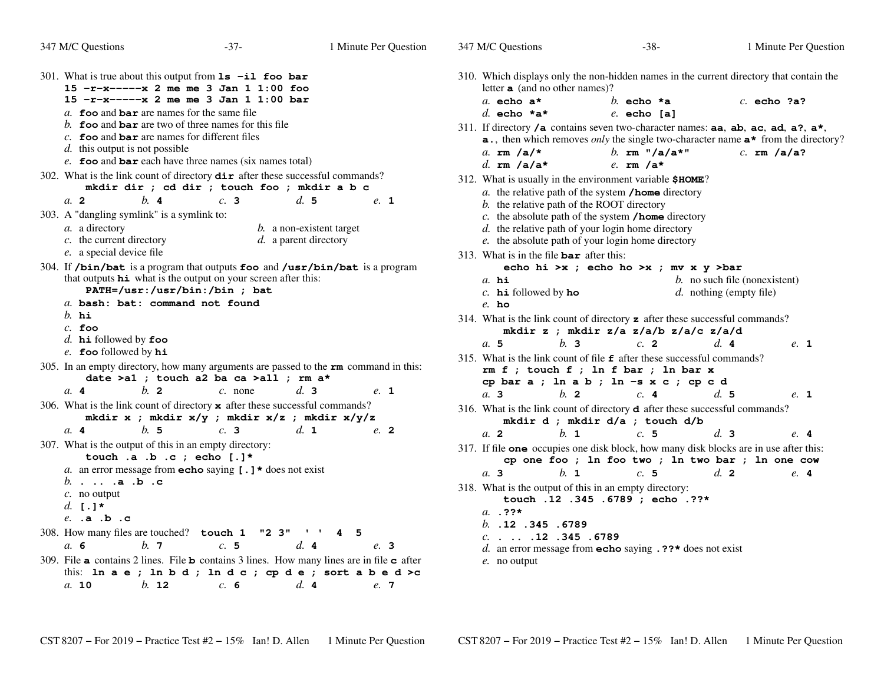301. What is true about this output from **ls -il foo bar**
**15 -r-x-----x 2 me me 3 Jan 1 1:00 foo**
**15 -r-x-----x 2 me me 3 Jan 1 1:00 bar**
*a.* **foo** and **bar** are names for the same file
*b.* **foo** and **bar** are two of three names for this file
*c.* **foo** and **bar** are names for different files
*d.* this output is not possible
*e.* **foo** and **bar** each have three names (six names total)

302. What is the link count of directory **dir** after these successful commands?
**mkdir dir ; cd dir ; touch foo ; mkdir a b c**
*a.* **2** *b.* **4** *c.* **3** *d.* **5** *e.* **1**

303. A "dangling symlink" is a symlink to:
*a.* a directory *b.* a non-existent target
*c.* the current directory *d.* a parent directory
*e.* a special device file

304. If **/bin/bat** is a program that outputs **foo** and **/usr/bin/bat** is a program that outputs **hi** what is the output on your screen after this:
**PATH=/usr:/usr/bin:/bin ; bat**
*a.* **bash: bat: command not found**
*b.* **hi**
*c.* **foo**
*d.* **hi** followed by **foo**
*e.* **foo** followed by **hi**

305. In an empty directory, how many arguments are passed to the **rm** command in this:
**date >a1 ; touch a2 ba ca >all ; rm a***
*a.* **4** *b.* **2** *c.* none *d.* **3** *e.* **1**

306. What is the link count of directory **x** after these successful commands?
**mkdir x ; mkdir x/y ; mkdir x/z ; mkdir x/y/z**
*a.* **4** *b.* **5** *c.* **3** *d.* **1** *e.* **2**

307. What is the output of this in an empty directory:
**touch .a .b .c ; echo [.]***
*a.* an error message from **echo** saying **[.]*** does not exist
*b.* **. .. .a .b .c**
*c.* no output
*d.* **[.]***
*e.* **.a .b .c**

308. How many files are touched? **touch 1 "2 3" ' ' 4 5**
*a.* **6** *b.* **7** *c.* **5** *d.* **4** *e.* **3**

309. File **a** contains 2 lines. File **b** contains 3 lines. How many lines are in file **c** after this: **ln a e ; ln b d ; ln d c ; cp d e ; sort a b e d >c**
*a.* **10** *b.* **12** *c.* **6** *d.* **4** *e.* **7**

310. Which displays only the non-hidden names in the current directory that contain the letter **a** (and no other names)?
*a.* **echo a*** *b.* **echo *a** *c.* **echo ?a?**
*d.* **echo *a*** *e.* **echo [a]**

311. If directory **/a** contains seven two-character names: **aa**, **ab**, **ac**, **ad**, **a?**, **a***, **a.**, then which removes *only* the single two-character name **a*** from the directory?
*a.* **rm /a/*** *b.* **rm "/a/a*"** *c.* **rm /a/a?**
*d.* **rm /a/a*** *e.* **rm /a***

312. What is usually in the environment variable **$HOME**?
*a.* the relative path of the system **/home** directory
*b.* the relative path of the ROOT directory
*c.* the absolute path of the system **/home** directory
*d.* the relative path of your login home directory
*e.* the absolute path of your login home directory

313. What is in the file **bar** after this:
**echo hi >x ; echo ho >x ; mv x y >bar**
*a.* **hi** *b.* no such file (nonexistent)
*c.* **hi** followed by **ho** *d.* nothing (empty file)
*e.* **ho**

314. What is the link count of directory **z** after these successful commands?
**mkdir z ; mkdir z/a z/a/b z/a/c z/a/d**
*a.* **5** *b.* **3** *c.* **2** *d.* **4** *e.* **1**

315. What is the link count of file **f** after these successful commands?
**rm f ; touch f ; ln f bar ; ln bar x**
**cp bar a ; ln a b ; ln -s x c ; cp c d**
*a.* **3** *b.* **2** *c.* **4** *d.* **5** *e.* **1**

316. What is the link count of directory **d** after these successful commands?
**mkdir d ; mkdir d/a ; touch d/b**
*a.* **2** *b.* **1** *c.* **5** *d.* **3** *e.* **4**

317. If file **one** occupies one disk block, how many disk blocks are in use after this:
**cp one foo ; ln foo two ; ln two bar ; ln one cow**
*a.* **3** *b.* **1** *c.* **5** *d.* **2** *e.* **4**

318. What is the output of this in an empty directory:
**touch .12 .345 .6789 ; echo .??***
*a.* **.??***
*b.* **.12 .345 .6789**
*c.* **. .. .12 .345 .6789**
*d.* an error message from **echo** saying **.??*** does not exist
*e.* no output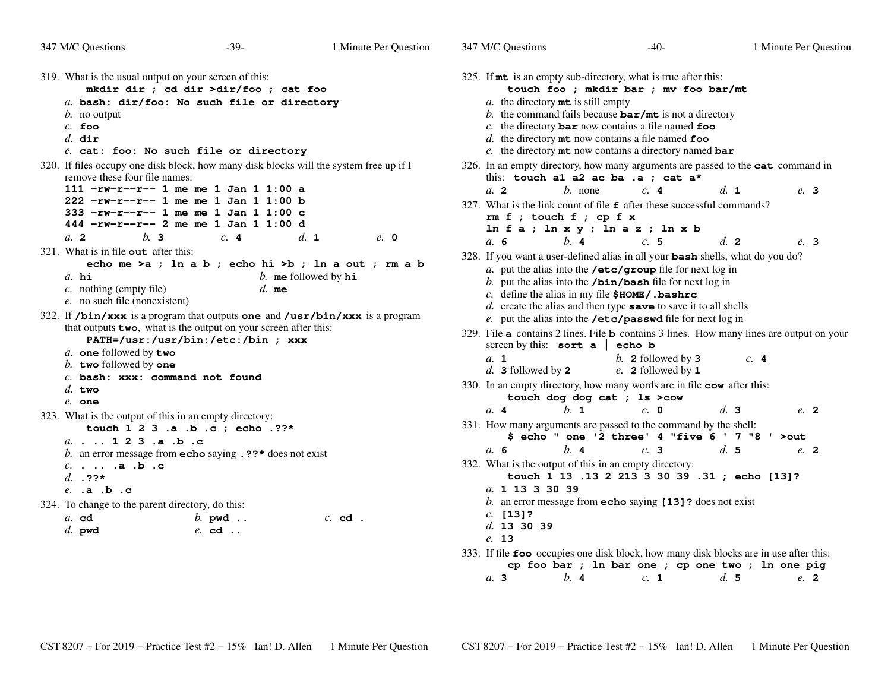319. What is the usual output on your screen of this:
    **mkdir dir ; cd dir >dir/foo ; cat foo**
    *a.* **bash: dir/foo: No such file or directory**
    *b.* no output
    *c.* **foo**
    *d.* **dir**
    *e.* **cat: foo: No such file or directory**

320. If files occupy one disk block, how many disk blocks will the system free up if I remove these four file names:
```
111 -rw-r--r-- 1 me me 1 Jan 1 1:00 a
222 -rw-r--r-- 1 me me 1 Jan 1 1:00 b
333 -rw-r--r-- 1 me me 1 Jan 1 1:00 c
444 -rw-r--r-- 2 me me 1 Jan 1 1:00 d
```
    *a.* **2**  *b.* **3**  *c.* **4**  *d.* **1**  *e.* **0**

321. What is in file **out** after this:
    **echo me >a ; ln a b ; echo hi >b ; ln a out ; rm a b**
    *a.* **hi**
    *b.* **me** followed by **hi**
    *c.* nothing (empty file)
    *d.* **me**
    *e.* no such file (nonexistent)

322. If **/bin/xxx** is a program that outputs **one** and **/usr/bin/xxx** is a program that outputs **two**, what is the output on your screen after this:
    **PATH=/usr:/usr/bin:/etc:/bin ; xxx**
    *a.* **one** followed by **two**
    *b.* **two** followed by **one**
    *c.* **bash: xxx: command not found**
    *d.* **two**
    *e.* **one**

323. What is the output of this in an empty directory:
    **touch 1 2 3 .a .b .c ; echo .??***
    *a.* **. .. 1 2 3 .a .b .c**
    *b.* an error message from **echo** saying **.??*** does not exist
    *c.* **. .. .a .b .c**
    *d.* **.??***
    *e.* **.a .b .c**

324. To change to the parent directory, do this:
    *a.* **cd**
    *b.* **pwd ..**
    *c.* **cd .**
    *d.* **pwd**
    *e.* **cd ..**

325. If **mt** is an empty sub-directory, what is true after this:
    **touch foo ; mkdir bar ; mv foo bar/mt**
    *a.* the directory **mt** is still empty
    *b.* the command fails because **bar/mt** is not a directory
    *c.* the directory **bar** now contains a file named **foo**
    *d.* the directory **mt** now contains a file named **foo**
    *e.* the directory **mt** now contains a directory named **bar**

326. In an empty directory, how many arguments are passed to the **cat** command in this: **touch a1 a2 ac ba .a ; cat a***
    *a.* **2**  *b.* none  *c.* **4**  *d.* **1**  *e.* **3**

327. What is the link count of file **f** after these successful commands?
    **rm f ; touch f ; cp f x**
    **ln f a ; ln x y ; ln a z ; ln x b**
    *a.* **6**  *b.* **4**  *c.* **5**  *d.* **2**  *e.* **3**

328. If you want a user-defined alias in all your **bash** shells, what do you do?
    *a.* put the alias into the **/etc/group** file for next log in
    *b.* put the alias into the **/bin/bash** file for next log in
    *c.* define the alias in my file **$HOME/.bashrc**
    *d.* create the alias and then type **save** to save it to all shells
    *e.* put the alias into the **/etc/passwd** file for next log in

329. File **a** contains 2 lines. File **b** contains 3 lines. How many lines are output on your screen by this: **sort a | echo b**
    *a.* **1**
    *b.* **2** followed by **3**
    *c.* **4**
    *d.* **3** followed by **2**
    *e.* **2** followed by **1**

330. In an empty directory, how many words are in file **cow** after this:
    **touch dog dog cat ; ls >cow**
    *a.* **4**  *b.* **1**  *c.* **0**  *d.* **3**  *e.* **2**

331. How many arguments are passed to the command by the shell:
    **$ echo " one '2 three' 4 "five 6 ' 7 "8 ' >out**
    *a.* **6**  *b.* **4**  *c.* **3**  *d.* **5**  *e.* **2**

332. What is the output of this in an empty directory:
    **touch 1 13 .13 2 213 3 30 39 .31 ; echo [13]?**
    *a.* **1 13 3 30 39**
    *b.* an error message from **echo** saying **[13]?** does not exist
    *c.* **[13]?**
    *d.* **13 30 39**
    *e.* **13**

333. If file **foo** occupies one disk block, how many disk blocks are in use after this:
    **cp foo bar ; ln bar one ; cp one two ; ln one pig**
    *a.* **3**  *b.* **4**  *c.* **1**  *d.* **5**  *e.* **2**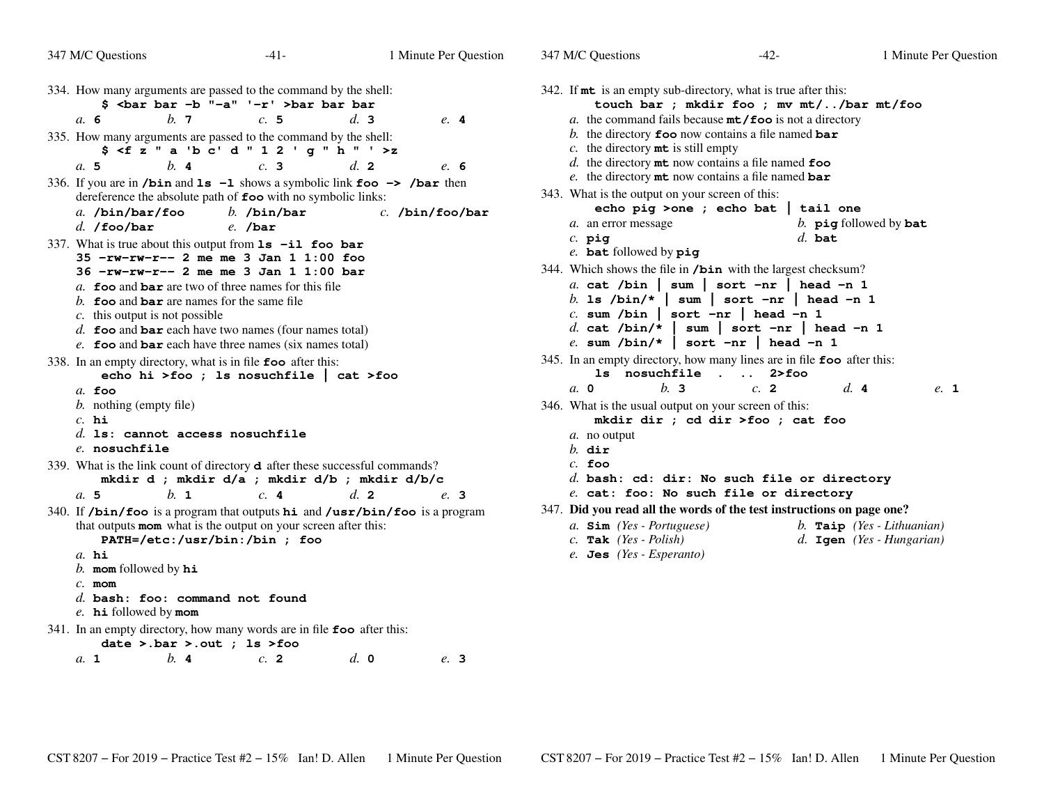334. How many arguments are passed to the command by the shell:

```
$ <bar bar -b "-a" '-r' >bar bar bar
```

*a.* **6** *b.* **7** *c.* **5** *d.* **3** *e.* **4**

335. How many arguments are passed to the command by the shell:

```
$ <f z " a 'b c' d " 1 2 ' g " h " ' >z
```

*a.* **5** *b.* **4** *c.* **3** *d.* **2** *e.* **6**

336. If you are in **/bin** and **ls -l** shows a symbolic link **foo -> /bar** then dereference the absolute path of **foo** with no symbolic links:

*a.* **/bin/bar/foo** *b.* **/bin/bar** *c.* **/bin/foo/bar**
*d.* **/foo/bar** *e.* **/bar**

337. What is true about this output from **ls -il foo bar**

```
35 -rw-rw-r-- 2 me me 3 Jan 1 1:00 foo
36 -rw-rw-r-- 2 me me 3 Jan 1 1:00 bar
```

*a.* **foo** and **bar** are two of three names for this file
*b.* **foo** and **bar** are names for the same file
*c.* this output is not possible
*d.* **foo** and **bar** each have two names (four names total)
*e.* **foo** and **bar** each have three names (six names total)

338. In an empty directory, what is in file **foo** after this:

```
echo hi >foo ; ls nosuchfile | cat >foo
```

*a.* **foo**
*b.* nothing (empty file)
*c.* **hi**
*d.* **ls: cannot access nosuchfile**
*e.* **nosuchfile**

339. What is the link count of directory **d** after these successful commands?

```
mkdir d ; mkdir d/a ; mkdir d/b ; mkdir d/b/c
```

*a.* **5** *b.* **1** *c.* **4** *d.* **2** *e.* **3**

340. If **/bin/foo** is a program that outputs **hi** and **/usr/bin/foo** is a program that outputs **mom** what is the output on your screen after this:

```
PATH=/etc:/usr/bin:/bin ; foo
```

*a.* **hi**
*b.* **mom** followed by **hi**
*c.* **mom**
*d.* **bash: foo: command not found**
*e.* **hi** followed by **mom**

341. In an empty directory, how many words are in file **foo** after this:

```
date >.bar >.out ; ls >foo
```

*a.* **1** *b.* **4** *c.* **2** *d.* **0** *e.* **3**

342. If **mt** is an empty sub-directory, what is true after this:

```
touch bar ; mkdir foo ; mv mt/../bar mt/foo
```

*a.* the command fails because **mt/foo** is not a directory
*b.* the directory **foo** now contains a file named **bar**
*c.* the directory **mt** is still empty
*d.* the directory **mt** now contains a file named **foo**
*e.* the directory **mt** now contains a file named **bar**

343. What is the output on your screen of this:

```
echo pig >one ; echo bat | tail one
```

*a.* an error message *b.* **pig** followed by **bat**
*c.* **pig** *d.* **bat**
*e.* **bat** followed by **pig**

344. Which shows the file in **/bin** with the largest checksum?

*a.* **cat /bin | sum | sort -nr | head -n 1**
*b.* **ls /bin/* | sum | sort -nr | head -n 1**
*c.* **sum /bin | sort -nr | head -n 1**
*d.* **cat /bin/* | sum | sort -nr | head -n 1**
*e.* **sum /bin/* | sort -nr | head -n 1**

345. In an empty directory, how many lines are in file **foo** after this:

```
ls  nosuchfile  .  ..  2>foo
```

*a.* **0** *b.* **3** *c.* **2** *d.* **4** *e.* **1**

346. What is the usual output on your screen of this:

```
mkdir dir ; cd dir >foo ; cat foo
```

*a.* no output
*b.* **dir**
*c.* **foo**
*d.* **bash: cd: dir: No such file or directory**
*e.* **cat: foo: No such file or directory**

347. **Did you read all the words of the test instructions on page one?**

*a.* **Sim** *(Yes - Portuguese)* *b.* **Taip** *(Yes - Lithuanian)*
*c.* **Tak** *(Yes - Polish)* *d.* **Igen** *(Yes - Hungarian)*
*e.* **Jes** *(Yes - Esperanto)*